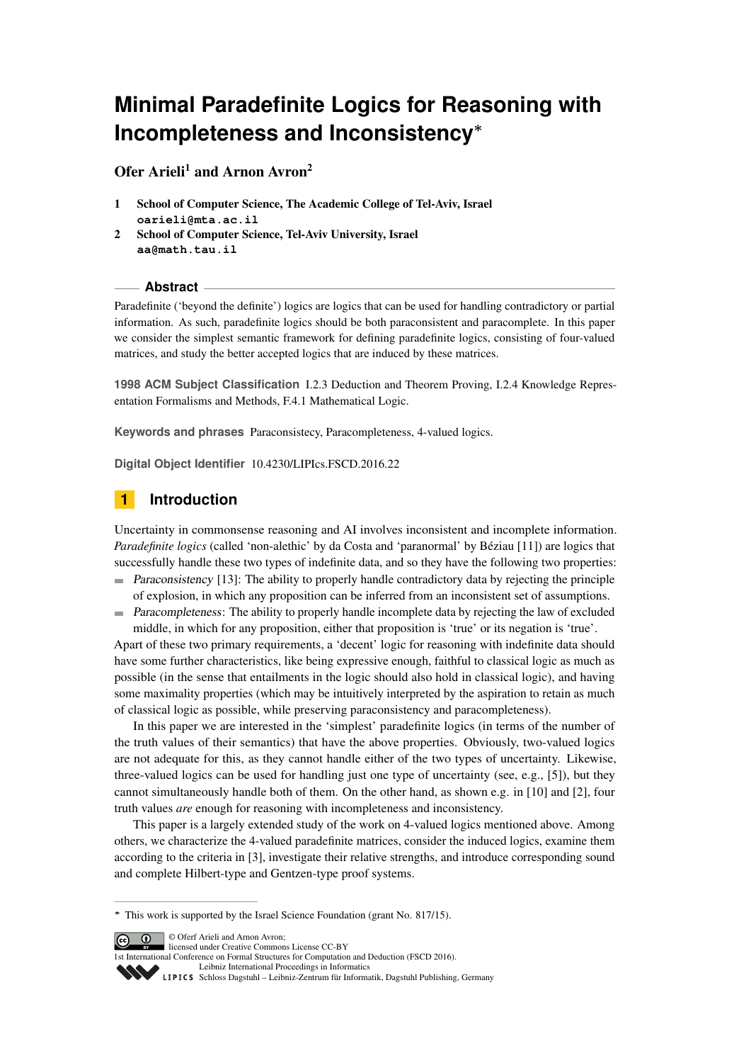# Minimal Paradefinite Logics for Reasoning with Incompleteness and Inconsistency*

**Ofer Arieli[1] and Arnon Avron[2]**

1 School of Computer Science, The Academic College of Tel-Aviv, Israel
oarieli@mta.ac.il

2 School of Computer Science, Tel-Aviv University, Israel
aa@math.tau.il

## Abstract

Paradefinite ('beyond the definite') logics are logics that can be used for handling contradictory or partial information. As such, paradefinite logics should be both paraconsistent and paracomplete. In this paper we consider the simplest semantic framework for defining paradefinite logics, consisting of four-valued matrices, and study the better accepted logics that are induced by these matrices.

**1998 ACM Subject Classification** I.2.3 Deduction and Theorem Proving, I.2.4 Knowledge Representation Formalisms and Methods, F.4.1 Mathematical Logic.

**Keywords and phrases** Paraconsistecy, Paracompleteness, 4-valued logics.

**Digital Object Identifier** 10.4230/LIPIcs.FSCD.2016.22

## 1 Introduction

Uncertainty in commonsense reasoning and AI involves inconsistent and incomplete information. *Paradefinite logics* (called 'non-alethic' by da Costa and 'paranormal' by Béziau [11]) are logics that successfully handle these two types of indefinite data, and so they have the following two properties:

- *Paraconsistency* [13]: The ability to properly handle contradictory data by rejecting the principle of explosion, in which any proposition can be inferred from an inconsistent set of assumptions.
- *Paracompleteness*: The ability to properly handle incomplete data by rejecting the law of excluded middle, in which for any proposition, either that proposition is 'true' or its negation is 'true'.

Apart of these two primary requirements, a 'decent' logic for reasoning with indefinite data should have some further characteristics, like being expressive enough, faithful to classical logic as much as possible (in the sense that entailments in the logic should also hold in classical logic), and having some maximality properties (which may be intuitively interpreted by the aspiration to retain as much of classical logic as possible, while preserving paraconsistency and paracompleteness).

In this paper we are interested in the 'simplest' paradefinite logics (in terms of the number of the truth values of their semantics) that have the above properties. Obviously, two-valued logics are not adequate for this, as they cannot handle either of the two types of uncertainty. Likewise, three-valued logics can be used for handling just one type of uncertainty (see, e.g., [5]), but they cannot simultaneously handle both of them. On the other hand, as shown e.g. in [10] and [2], four truth values *are* enough for reasoning with incompleteness and inconsistency.

This paper is a largely extended study of the work on 4-valued logics mentioned above. Among others, we characterize the 4-valued paradefinite matrices, consider the induced logics, examine them according to the criteria in [3], investigate their relative strengths, and introduce corresponding sound and complete Hilbert-type and Gentzen-type proof systems.

---

* This work is supported by the Israel Science Foundation (grant No. 817/15).

© Oferf Arieli and Arnon Avron;
licensed under Creative Commons License CC-BY
1st International Conference on Formal Structures for Computation and Deduction (FSCD 2016).
Leibniz International Proceedings in Informatics
Schloss Dagstuhl – Leibniz-Zentrum für Informatik, Dagstuhl Publishing, Germany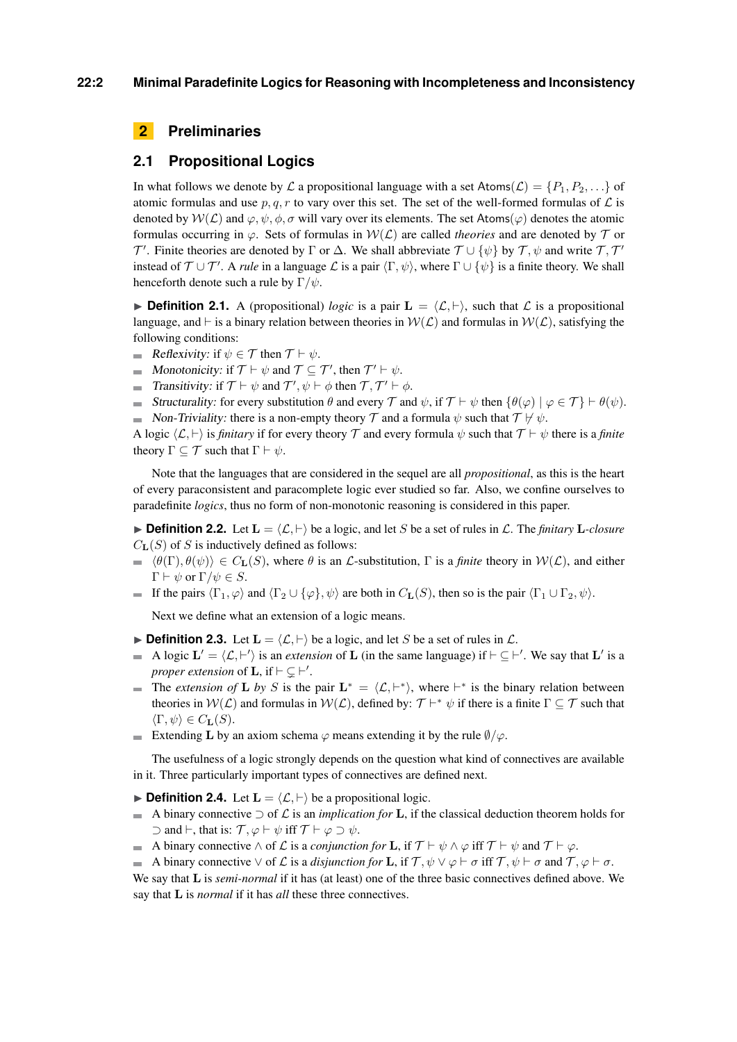## 2 Preliminaries

### 2.1 Propositional Logics

In what follows we denote by $\mathcal{L}$ a propositional language with a set $\mathsf{Atoms}(\mathcal{L}) = \{P_1, P_2, \ldots\}$ of atomic formulas and use $p, q, r$ to vary over this set. The set of the well-formed formulas of $\mathcal{L}$ is denoted by $\mathcal{W}(\mathcal{L})$ and $\varphi, \psi, \phi, \sigma$ will vary over its elements. The set $\mathsf{Atoms}(\varphi)$ denotes the atomic formulas occurring in $\varphi$. Sets of formulas in $\mathcal{W}(\mathcal{L})$ are called *theories* and are denoted by $\mathcal{T}$ or $\mathcal{T}'$. Finite theories are denoted by $\Gamma$ or $\Delta$. We shall abbreviate $\mathcal{T} \cup \{\psi\}$ by $\mathcal{T}, \psi$ and write $\mathcal{T}, \mathcal{T}'$ instead of $\mathcal{T} \cup \mathcal{T}'$. A *rule* in a language $\mathcal{L}$ is a pair $\langle \Gamma, \psi \rangle$, where $\Gamma \cup \{\psi\}$ is a finite theory. We shall henceforth denote such a rule by $\Gamma/\psi$.

▶ **Definition 2.1.** A (propositional) *logic* is a pair $\mathbf{L} = \langle \mathcal{L}, \vdash \rangle$, such that $\mathcal{L}$ is a propositional language, and $\vdash$ is a binary relation between theories in $\mathcal{W}(\mathcal{L})$ and formulas in $\mathcal{W}(\mathcal{L})$, satisfying the following conditions:

- *Reflexivity:* if $\psi \in \mathcal{T}$ then $\mathcal{T} \vdash \psi$.
- *Monotonicity:* if $\mathcal{T} \vdash \psi$ and $\mathcal{T} \subseteq \mathcal{T}'$, then $\mathcal{T}' \vdash \psi$.
- *Transitivity:* if $\mathcal{T} \vdash \psi$ and $\mathcal{T}', \psi \vdash \phi$ then $\mathcal{T}, \mathcal{T}' \vdash \phi$.
- *Structurality:* for every substitution $\theta$ and every $\mathcal{T}$ and $\psi$, if $\mathcal{T} \vdash \psi$ then $\{\theta(\varphi) \mid \varphi \in \mathcal{T}\} \vdash \theta(\psi)$.
- *Non-Triviality:* there is a non-empty theory $\mathcal{T}$ and a formula $\psi$ such that $\mathcal{T} \nvdash \psi$.

A logic $\langle \mathcal{L}, \vdash \rangle$ is *finitary* if for every theory $\mathcal{T}$ and every formula $\psi$ such that $\mathcal{T} \vdash \psi$ there is a *finite* theory $\Gamma \subseteq \mathcal{T}$ such that $\Gamma \vdash \psi$.

Note that the languages that are considered in the sequel are all *propositional*, as this is the heart of every paraconsistent and paracomplete logic ever studied so far. Also, we confine ourselves to paradefinite *logics*, thus no form of non-monotonic reasoning is considered in this paper.

▶ **Definition 2.2.** Let $\mathbf{L} = \langle \mathcal{L}, \vdash \rangle$ be a logic, and let $S$ be a set of rules in $\mathcal{L}$. The *finitary* $\mathbf{L}$*-closure* $C_{\mathbf{L}}(S)$ of $S$ is inductively defined as follows:

- $\langle \theta(\Gamma), \theta(\psi) \rangle \in C_{\mathbf{L}}(S)$, where $\theta$ is an $\mathcal{L}$-substitution, $\Gamma$ is a *finite* theory in $\mathcal{W}(\mathcal{L})$, and either $\Gamma \vdash \psi$ or $\Gamma/\psi \in S$.
- If the pairs $\langle \Gamma_1, \varphi \rangle$ and $\langle \Gamma_2 \cup \{\varphi\}, \psi \rangle$ are both in $C_{\mathbf{L}}(S)$, then so is the pair $\langle \Gamma_1 \cup \Gamma_2, \psi \rangle$.

Next we define what an extension of a logic means.

▶ **Definition 2.3.** Let $\mathbf{L} = \langle \mathcal{L}, \vdash \rangle$ be a logic, and let $S$ be a set of rules in $\mathcal{L}$.

- A logic $\mathbf{L}' = \langle \mathcal{L}, \vdash' \rangle$ is an *extension* of $\mathbf{L}$ (in the same language) if $\vdash \subseteq \vdash'$. We say that $\mathbf{L}'$ is a *proper extension* of $\mathbf{L}$, if $\vdash \subsetneq \vdash'$.
- The *extension of* $\mathbf{L}$ *by* $S$ is the pair $\mathbf{L}^* = \langle \mathcal{L}, \vdash^* \rangle$, where $\vdash^*$ is the binary relation between theories in $\mathcal{W}(\mathcal{L})$ and formulas in $\mathcal{W}(\mathcal{L})$, defined by: $\mathcal{T} \vdash^* \psi$ if there is a finite $\Gamma \subseteq \mathcal{T}$ such that $\langle \Gamma, \psi \rangle \in C_{\mathbf{L}}(S)$.
- Extending $\mathbf{L}$ by an axiom schema $\varphi$ means extending it by the rule $\emptyset/\varphi$.

The usefulness of a logic strongly depends on the question what kind of connectives are available in it. Three particularly important types of connectives are defined next.

▶ **Definition 2.4.** Let $\mathbf{L} = \langle \mathcal{L}, \vdash \rangle$ be a propositional logic.

- A binary connective $\supset$ of $\mathcal{L}$ is an *implication for* $\mathbf{L}$, if the classical deduction theorem holds for $\supset$ and $\vdash$, that is: $\mathcal{T}, \varphi \vdash \psi$ iff $\mathcal{T} \vdash \varphi \supset \psi$.
- A binary connective $\wedge$ of $\mathcal{L}$ is a *conjunction for* $\mathbf{L}$, if $\mathcal{T} \vdash \psi \wedge \varphi$ iff $\mathcal{T} \vdash \psi$ and $\mathcal{T} \vdash \varphi$.
- A binary connective $\vee$ of $\mathcal{L}$ is a *disjunction for* $\mathbf{L}$, if $\mathcal{T}, \psi \vee \varphi \vdash \sigma$ iff $\mathcal{T}, \psi \vdash \sigma$ and $\mathcal{T}, \varphi \vdash \sigma$.

We say that $\mathbf{L}$ is *semi-normal* if it has (at least) one of the three basic connectives defined above. We say that $\mathbf{L}$ is *normal* if it has *all* these three connectives.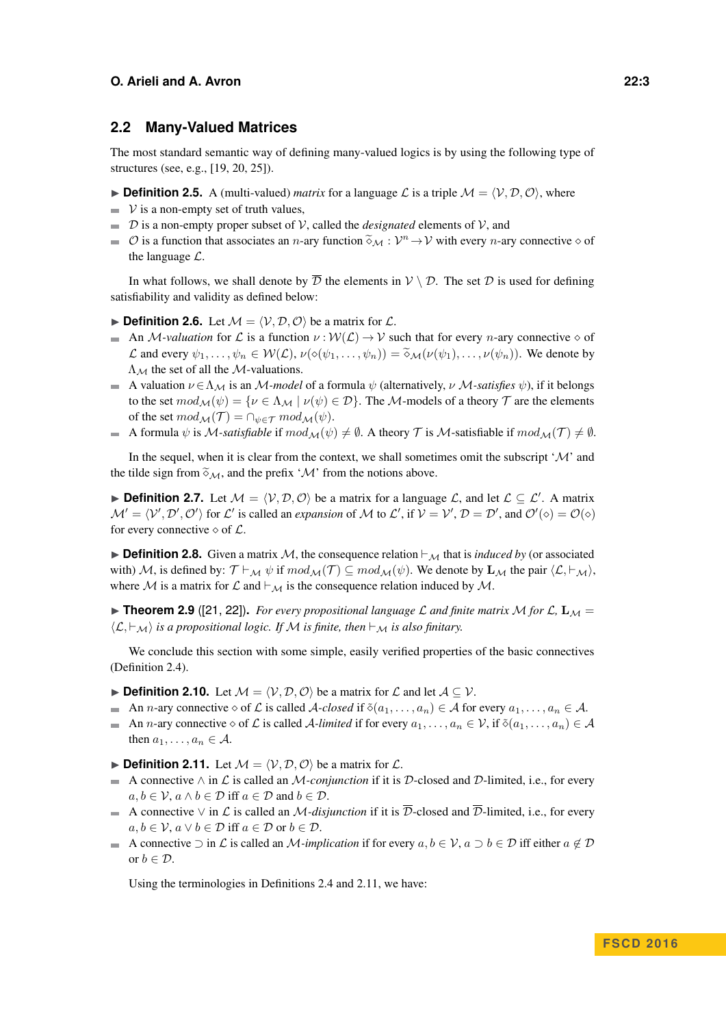## 2.2 Many-Valued Matrices

The most standard semantic way of defining many-valued logics is by using the following type of structures (see, e.g., [19, 20, 25]).

▶ **Definition 2.5.** A (multi-valued) *matrix* for a language $\mathcal{L}$ is a triple $\mathcal{M} = \langle \mathcal{V}, \mathcal{D}, \mathcal{O} \rangle$, where

- $\mathcal{V}$ is a non-empty set of truth values,
- $\mathcal{D}$ is a non-empty proper subset of $\mathcal{V}$, called the *designated* elements of $\mathcal{V}$, and
- $\mathcal{O}$ is a function that associates an $n$-ary function $\widetilde{\diamond}_{\mathcal{M}} : \mathcal{V}^n \to \mathcal{V}$ with every $n$-ary connective $\diamond$ of the language $\mathcal{L}$.

In what follows, we shall denote by $\overline{\mathcal{D}}$ the elements in $\mathcal{V} \setminus \mathcal{D}$. The set $\mathcal{D}$ is used for defining satisfiability and validity as defined below:

▶ **Definition 2.6.** Let $\mathcal{M} = \langle \mathcal{V}, \mathcal{D}, \mathcal{O} \rangle$ be a matrix for $\mathcal{L}$.

- An $\mathcal{M}$-*valuation* for $\mathcal{L}$ is a function $\nu : \mathcal{W}(\mathcal{L}) \to \mathcal{V}$ such that for every $n$-ary connective $\diamond$ of $\mathcal{L}$ and every $\psi_1, \ldots, \psi_n \in \mathcal{W}(\mathcal{L})$, $\nu(\diamond(\psi_1, \ldots, \psi_n)) = \widetilde{\diamond}_{\mathcal{M}}(\nu(\psi_1), \ldots, \nu(\psi_n))$. We denote by $\Lambda_{\mathcal{M}}$ the set of all the $\mathcal{M}$-valuations.
- A valuation $\nu \in \Lambda_{\mathcal{M}}$ is an $\mathcal{M}$-*model* of a formula $\psi$ (alternatively, $\nu$ $\mathcal{M}$-*satisfies* $\psi$), if it belongs to the set $mod_{\mathcal{M}}(\psi) = \{\nu \in \Lambda_{\mathcal{M}} \mid \nu(\psi) \in \mathcal{D}\}$. The $\mathcal{M}$-models of a theory $\mathcal{T}$ are the elements of the set $mod_{\mathcal{M}}(\mathcal{T}) = \cap_{\psi \in \mathcal{T}} \, mod_{\mathcal{M}}(\psi)$.
- A formula $\psi$ is $\mathcal{M}$-*satisfiable* if $mod_{\mathcal{M}}(\psi) \neq \emptyset$. A theory $\mathcal{T}$ is $\mathcal{M}$-satisfiable if $mod_{\mathcal{M}}(\mathcal{T}) \neq \emptyset$.

In the sequel, when it is clear from the context, we shall sometimes omit the subscript '$\mathcal{M}$' and the tilde sign from $\widetilde{\diamond}_{\mathcal{M}}$, and the prefix '$\mathcal{M}$' from the notions above.

▶ **Definition 2.7.** Let $\mathcal{M} = \langle \mathcal{V}, \mathcal{D}, \mathcal{O} \rangle$ be a matrix for a language $\mathcal{L}$, and let $\mathcal{L} \subseteq \mathcal{L}'$. A matrix $\mathcal{M}' = \langle \mathcal{V}', \mathcal{D}', \mathcal{O}' \rangle$ for $\mathcal{L}'$ is called an *expansion* of $\mathcal{M}$ to $\mathcal{L}'$, if $\mathcal{V} = \mathcal{V}'$, $\mathcal{D} = \mathcal{D}'$, and $\mathcal{O}'(\diamond) = \mathcal{O}(\diamond)$ for every connective $\diamond$ of $\mathcal{L}$.

▶ **Definition 2.8.** Given a matrix $\mathcal{M}$, the consequence relation $\vdash_{\mathcal{M}}$ that is *induced by* (or associated with) $\mathcal{M}$, is defined by: $\mathcal{T} \vdash_{\mathcal{M}} \psi$ if $mod_{\mathcal{M}}(\mathcal{T}) \subseteq mod_{\mathcal{M}}(\psi)$. We denote by $\mathbf{L}_{\mathcal{M}}$ the pair $\langle \mathcal{L}, \vdash_{\mathcal{M}} \rangle$, where $\mathcal{M}$ is a matrix for $\mathcal{L}$ and $\vdash_{\mathcal{M}}$ is the consequence relation induced by $\mathcal{M}$.

▶ **Theorem 2.9** ([21, 22]). *For every propositional language $\mathcal{L}$ and finite matrix $\mathcal{M}$ for $\mathcal{L}$, $\mathbf{L}_{\mathcal{M}} = \langle \mathcal{L}, \vdash_{\mathcal{M}} \rangle$ is a propositional logic. If $\mathcal{M}$ is finite, then $\vdash_{\mathcal{M}}$ is also finitary.*

We conclude this section with some simple, easily verified properties of the basic connectives (Definition 2.4).

▶ **Definition 2.10.** Let $\mathcal{M} = \langle \mathcal{V}, \mathcal{D}, \mathcal{O} \rangle$ be a matrix for $\mathcal{L}$ and let $\mathcal{A} \subseteq \mathcal{V}$.

- An $n$-ary connective $\diamond$ of $\mathcal{L}$ is called $\mathcal{A}$-*closed* if $\tilde{\diamond}(a_1, \ldots, a_n) \in \mathcal{A}$ for every $a_1, \ldots, a_n \in \mathcal{A}$.
- An $n$-ary connective $\diamond$ of $\mathcal{L}$ is called $\mathcal{A}$-*limited* if for every $a_1, \ldots, a_n \in \mathcal{V}$, if $\tilde{\diamond}(a_1, \ldots, a_n) \in \mathcal{A}$ then $a_1, \ldots, a_n \in \mathcal{A}$.

▶ **Definition 2.11.** Let $\mathcal{M} = \langle \mathcal{V}, \mathcal{D}, \mathcal{O} \rangle$ be a matrix for $\mathcal{L}$.

- A connective $\wedge$ in $\mathcal{L}$ is called an $\mathcal{M}$-*conjunction* if it is $\mathcal{D}$-closed and $\mathcal{D}$-limited, i.e., for every $a, b \in \mathcal{V}$, $a \wedge b \in \mathcal{D}$ iff $a \in \mathcal{D}$ and $b \in \mathcal{D}$.
- A connective $\vee$ in $\mathcal{L}$ is called an $\mathcal{M}$-*disjunction* if it is $\overline{\mathcal{D}}$-closed and $\overline{\mathcal{D}}$-limited, i.e., for every $a, b \in \mathcal{V}$, $a \vee b \in \mathcal{D}$ iff $a \in \mathcal{D}$ or $b \in \mathcal{D}$.
- A connective $\supset$ in $\mathcal{L}$ is called an $\mathcal{M}$-*implication* if for every $a, b \in \mathcal{V}$, $a \supset b \in \mathcal{D}$ iff either $a \notin \mathcal{D}$ or $b \in \mathcal{D}$.

Using the terminologies in Definitions 2.4 and 2.11, we have: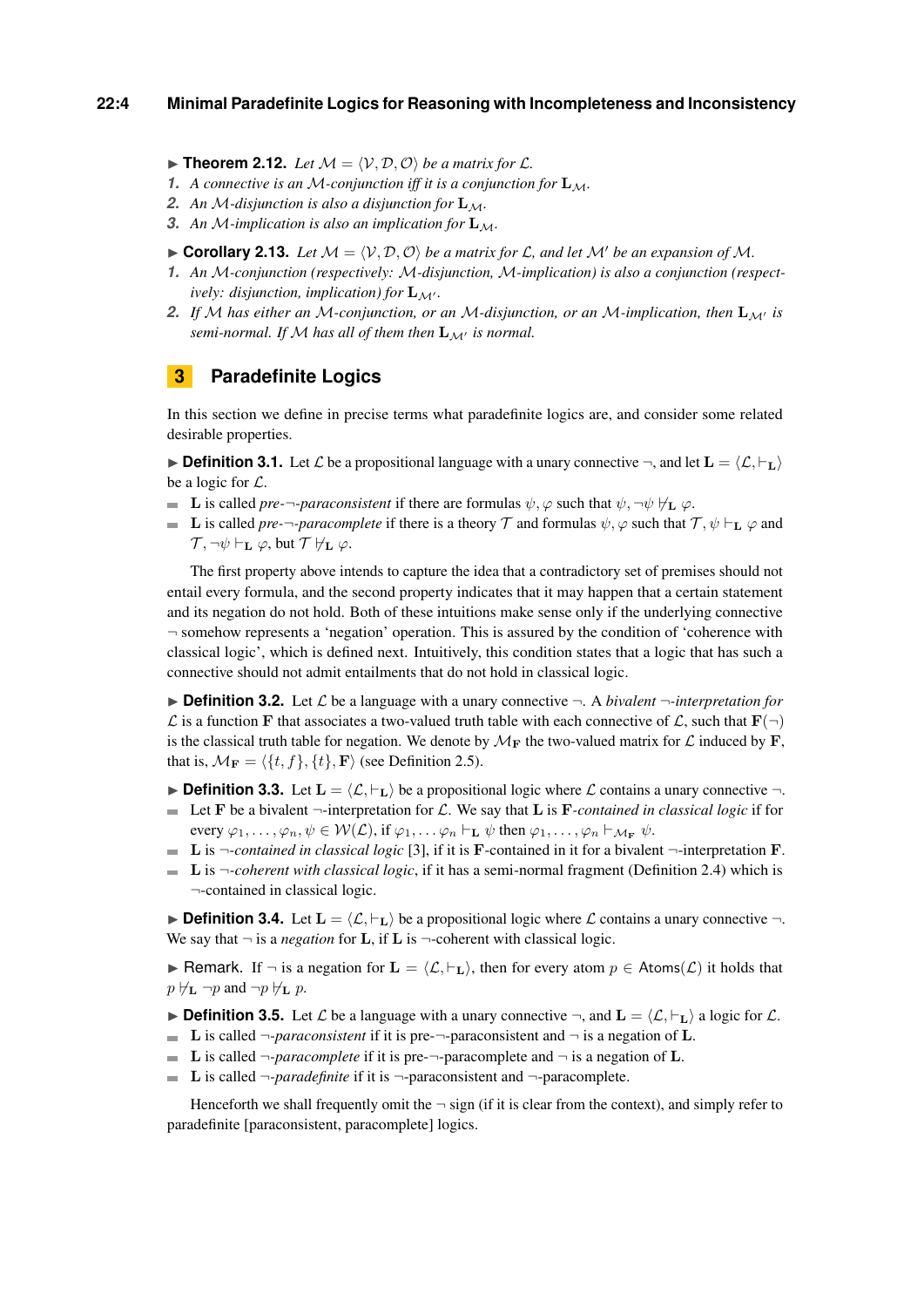► **Theorem 2.12.** *Let $\mathcal{M} = \langle \mathcal{V}, \mathcal{D}, \mathcal{O} \rangle$ be a matrix for $\mathcal{L}$.*

1. *A connective is an $\mathcal{M}$-conjunction iff it is a conjunction for $\mathbf{L}_{\mathcal{M}}$.*
2. *An $\mathcal{M}$-disjunction is also a disjunction for $\mathbf{L}_{\mathcal{M}}$.*
3. *An $\mathcal{M}$-implication is also an implication for $\mathbf{L}_{\mathcal{M}}$.*

► **Corollary 2.13.** *Let $\mathcal{M} = \langle \mathcal{V}, \mathcal{D}, \mathcal{O} \rangle$ be a matrix for $\mathcal{L}$, and let $\mathcal{M}'$ be an expansion of $\mathcal{M}$.*

1. *An $\mathcal{M}$-conjunction (respectively: $\mathcal{M}$-disjunction, $\mathcal{M}$-implication) is also a conjunction (respectively: disjunction, implication) for $\mathbf{L}_{\mathcal{M}'}$.*
2. *If $\mathcal{M}$ has either an $\mathcal{M}$-conjunction, or an $\mathcal{M}$-disjunction, or an $\mathcal{M}$-implication, then $\mathbf{L}_{\mathcal{M}'}$ is semi-normal. If $\mathcal{M}$ has all of them then $\mathbf{L}_{\mathcal{M}'}$ is normal.*

## 3 Paradefinite Logics

In this section we define in precise terms what paradefinite logics are, and consider some related desirable properties.

► **Definition 3.1.** Let $\mathcal{L}$ be a propositional language with a unary connective $\neg$, and let $\mathbf{L} = \langle \mathcal{L}, \vdash_{\mathbf{L}} \rangle$ be a logic for $\mathcal{L}$.

- $\mathbf{L}$ is called *pre-$\neg$-paraconsistent* if there are formulas $\psi, \varphi$ such that $\psi, \neg\psi \nvdash_{\mathbf{L}} \varphi$.
- $\mathbf{L}$ is called *pre-$\neg$-paracomplete* if there is a theory $\mathcal{T}$ and formulas $\psi, \varphi$ such that $\mathcal{T}, \psi \vdash_{\mathbf{L}} \varphi$ and $\mathcal{T}, \neg\psi \vdash_{\mathbf{L}} \varphi$, but $\mathcal{T} \nvdash_{\mathbf{L}} \varphi$.

The first property above intends to capture the idea that a contradictory set of premises should not entail every formula, and the second property indicates that it may happen that a certain statement and its negation do not hold. Both of these intuitions make sense only if the underlying connective $\neg$ somehow represents a 'negation' operation. This is assured by the condition of 'coherence with classical logic', which is defined next. Intuitively, this condition states that a logic that has such a connective should not admit entailments that do not hold in classical logic.

► **Definition 3.2.** Let $\mathcal{L}$ be a language with a unary connective $\neg$. A *bivalent $\neg$-interpretation for* $\mathcal{L}$ is a function $\mathbf{F}$ that associates a two-valued truth table with each connective of $\mathcal{L}$, such that $\mathbf{F}(\neg)$ is the classical truth table for negation. We denote by $\mathcal{M}_{\mathbf{F}}$ the two-valued matrix for $\mathcal{L}$ induced by $\mathbf{F}$, that is, $\mathcal{M}_{\mathbf{F}} = \langle \{t, f\}, \{t\}, \mathbf{F} \rangle$ (see Definition 2.5).

► **Definition 3.3.** Let $\mathbf{L} = \langle \mathcal{L}, \vdash_{\mathbf{L}} \rangle$ be a propositional logic where $\mathcal{L}$ contains a unary connective $\neg$.

- Let $\mathbf{F}$ be a bivalent $\neg$-interpretation for $\mathcal{L}$. We say that $\mathbf{L}$ is $\mathbf{F}$*-contained in classical logic* if for every $\varphi_1, \ldots, \varphi_n, \psi \in \mathcal{W}(\mathcal{L})$, if $\varphi_1, \ldots \varphi_n \vdash_{\mathbf{L}} \psi$ then $\varphi_1, \ldots, \varphi_n \vdash_{\mathcal{M}_{\mathbf{F}}} \psi$.
- $\mathbf{L}$ is *$\neg$-contained in classical logic* [3], if it is $\mathbf{F}$-contained in it for a bivalent $\neg$-interpretation $\mathbf{F}$.
- $\mathbf{L}$ is *$\neg$-coherent with classical logic*, if it has a semi-normal fragment (Definition 2.4) which is $\neg$-contained in classical logic.

► **Definition 3.4.** Let $\mathbf{L} = \langle \mathcal{L}, \vdash_{\mathbf{L}} \rangle$ be a propositional logic where $\mathcal{L}$ contains a unary connective $\neg$. We say that $\neg$ is a *negation* for $\mathbf{L}$, if $\mathbf{L}$ is $\neg$-coherent with classical logic.

► Remark. If $\neg$ is a negation for $\mathbf{L} = \langle \mathcal{L}, \vdash_{\mathbf{L}} \rangle$, then for every atom $p \in \mathsf{Atoms}(\mathcal{L})$ it holds that $p \nvdash_{\mathbf{L}} \neg p$ and $\neg p \nvdash_{\mathbf{L}} p$.

► **Definition 3.5.** Let $\mathcal{L}$ be a language with a unary connective $\neg$, and $\mathbf{L} = \langle \mathcal{L}, \vdash_{\mathbf{L}} \rangle$ a logic for $\mathcal{L}$.

- $\mathbf{L}$ is called *$\neg$-paraconsistent* if it is pre-$\neg$-paraconsistent and $\neg$ is a negation of $\mathbf{L}$.
- $\mathbf{L}$ is called *$\neg$-paracomplete* if it is pre-$\neg$-paracomplete and $\neg$ is a negation of $\mathbf{L}$.
- $\mathbf{L}$ is called *$\neg$-paradefinite* if it is $\neg$-paraconsistent and $\neg$-paracomplete.

Henceforth we shall frequently omit the $\neg$ sign (if it is clear from the context), and simply refer to paradefinite [paraconsistent, paracomplete] logics.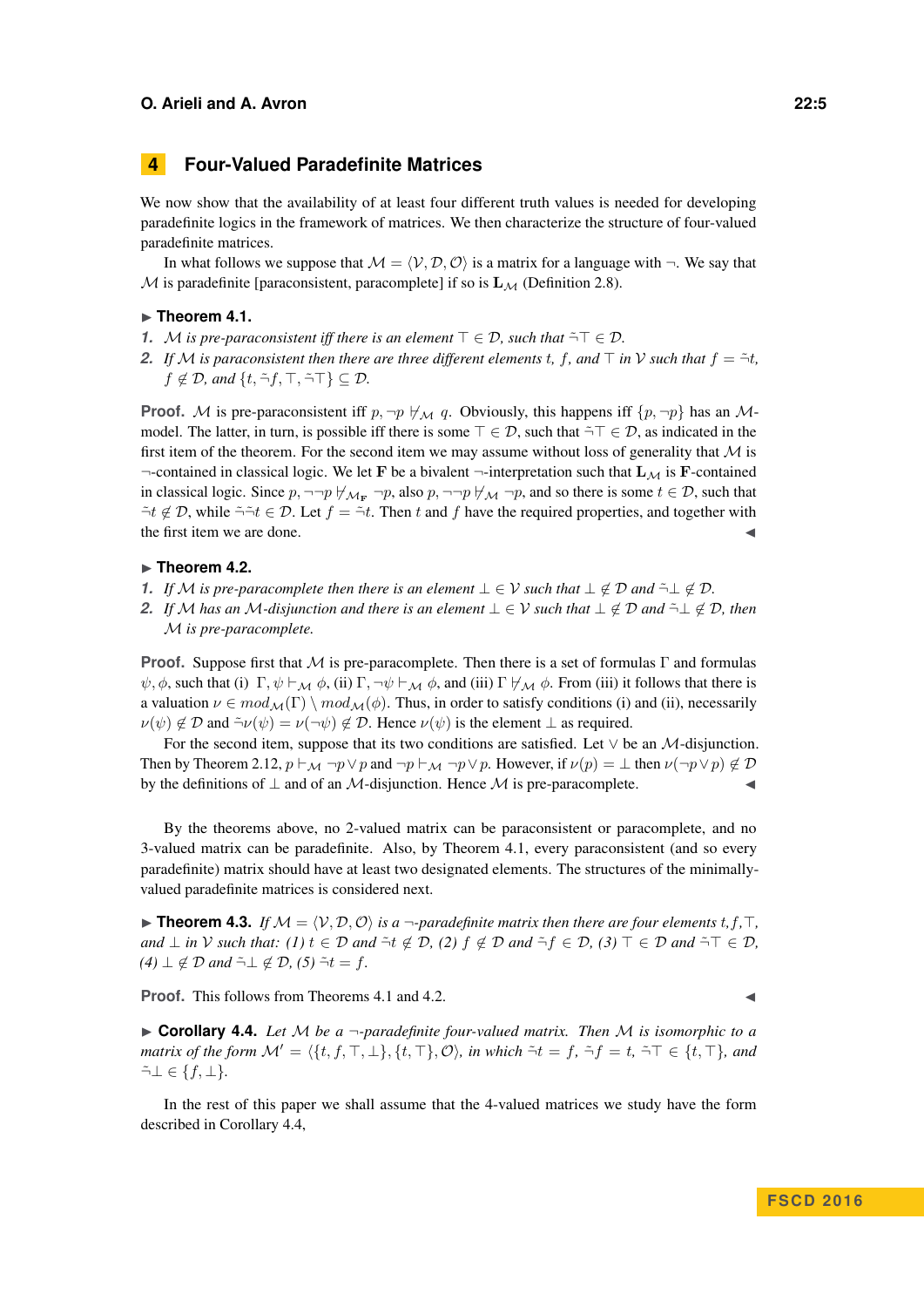## 4 Four-Valued Paradefinite Matrices

We now show that the availability of at least four different truth values is needed for developing paradefinite logics in the framework of matrices. We then characterize the structure of four-valued paradefinite matrices.

In what follows we suppose that $\mathcal{M} = \langle \mathcal{V}, \mathcal{D}, \mathcal{O} \rangle$ is a matrix for a language with $\neg$. We say that $\mathcal{M}$ is paradefinite [paraconsistent, paracomplete] if so is $\mathbf{L}_{\mathcal{M}}$ (Definition 2.8).

▶ **Theorem 4.1.**

1. *$\mathcal{M}$ is pre-paraconsistent iff there is an element $\top \in \mathcal{D}$, such that $\tilde{\neg}\top \in \mathcal{D}$.*
2. *If $\mathcal{M}$ is paraconsistent then there are three different elements $t$, $f$, and $\top$ in $\mathcal{V}$ such that $f = \tilde{\neg}t$, $f \notin \mathcal{D}$, and $\{t, \tilde{\neg}f, \top, \tilde{\neg}\top\} \subseteq \mathcal{D}$.*

**Proof.** $\mathcal{M}$ is pre-paraconsistent iff $p, \neg p \not\vdash_{\mathcal{M}} q$. Obviously, this happens iff $\{p, \neg p\}$ has an $\mathcal{M}$-model. The latter, in turn, is possible iff there is some $\top \in \mathcal{D}$, such that $\tilde{\neg}\top \in \mathcal{D}$, as indicated in the first item of the theorem. For the second item we may assume without loss of generality that $\mathcal{M}$ is $\neg$-contained in classical logic. We let $\mathbf{F}$ be a bivalent $\neg$-interpretation such that $\mathbf{L}_{\mathcal{M}}$ is $\mathbf{F}$-contained in classical logic. Since $p, \neg\neg p \not\vdash_{\mathcal{M}_{\mathbf{F}}} \neg p$, also $p, \neg\neg p \not\vdash_{\mathcal{M}} \neg p$, and so there is some $t \in \mathcal{D}$, such that $\tilde{\neg}t \notin \mathcal{D}$, while $\tilde{\neg}\tilde{\neg}t \in \mathcal{D}$. Let $f = \tilde{\neg}t$. Then $t$ and $f$ have the required properties, and together with the first item we are done. ◀

▶ **Theorem 4.2.**

1. *If $\mathcal{M}$ is pre-paracomplete then there is an element $\bot \in \mathcal{V}$ such that $\bot \notin \mathcal{D}$ and $\tilde{\neg}\bot \notin \mathcal{D}$.*
2. *If $\mathcal{M}$ has an $\mathcal{M}$-disjunction and there is an element $\bot \in \mathcal{V}$ such that $\bot \notin \mathcal{D}$ and $\tilde{\neg}\bot \notin \mathcal{D}$, then $\mathcal{M}$ is pre-paracomplete.*

**Proof.** Suppose first that $\mathcal{M}$ is pre-paracomplete. Then there is a set of formulas $\Gamma$ and formulas $\psi, \phi$, such that (i) $\Gamma, \psi \vdash_{\mathcal{M}} \phi$, (ii) $\Gamma, \neg\psi \vdash_{\mathcal{M}} \phi$, and (iii) $\Gamma \not\vdash_{\mathcal{M}} \phi$. From (iii) it follows that there is a valuation $\nu \in mod_{\mathcal{M}}(\Gamma) \setminus mod_{\mathcal{M}}(\phi)$. Thus, in order to satisfy conditions (i) and (ii), necessarily $\nu(\psi) \notin \mathcal{D}$ and $\tilde{\neg}\nu(\psi) = \nu(\neg\psi) \notin \mathcal{D}$. Hence $\nu(\psi)$ is the element $\bot$ as required.

For the second item, suppose that its two conditions are satisfied. Let $\vee$ be an $\mathcal{M}$-disjunction. Then by Theorem 2.12, $p \vdash_{\mathcal{M}} \neg p \vee p$ and $\neg p \vdash_{\mathcal{M}} \neg p \vee p$. However, if $\nu(p) = \bot$ then $\nu(\neg p \vee p) \notin \mathcal{D}$ by the definitions of $\bot$ and of an $\mathcal{M}$-disjunction. Hence $\mathcal{M}$ is pre-paracomplete. ◀

By the theorems above, no 2-valued matrix can be paraconsistent or paracomplete, and no 3-valued matrix can be paradefinite. Also, by Theorem 4.1, every paraconsistent (and so every paradefinite) matrix should have at least two designated elements. The structures of the minimally-valued paradefinite matrices is considered next.

▶ **Theorem 4.3.** *If $\mathcal{M} = \langle \mathcal{V}, \mathcal{D}, \mathcal{O} \rangle$ is a $\neg$-paradefinite matrix then there are four elements $t, f, \top$, and $\bot$ in $\mathcal{V}$ such that: (1) $t \in \mathcal{D}$ and $\tilde{\neg}t \notin \mathcal{D}$, (2) $f \notin \mathcal{D}$ and $\tilde{\neg}f \in \mathcal{D}$, (3) $\top \in \mathcal{D}$ and $\tilde{\neg}\top \in \mathcal{D}$, (4) $\bot \notin \mathcal{D}$ and $\tilde{\neg}\bot \notin \mathcal{D}$, (5) $\tilde{\neg}t = f$.*

**Proof.** This follows from Theorems 4.1 and 4.2. ◀

▶ **Corollary 4.4.** *Let $\mathcal{M}$ be a $\neg$-paradefinite four-valued matrix. Then $\mathcal{M}$ is isomorphic to a matrix of the form $\mathcal{M}' = \langle \{t, f, \top, \bot\}, \{t, \top\}, \mathcal{O} \rangle$, in which $\tilde{\neg}t = f$, $\tilde{\neg}f = t$, $\tilde{\neg}\top \in \{t, \top\}$, and $\tilde{\neg}\bot \in \{f, \bot\}$.*

In the rest of this paper we shall assume that the 4-valued matrices we study have the form described in Corollary 4.4,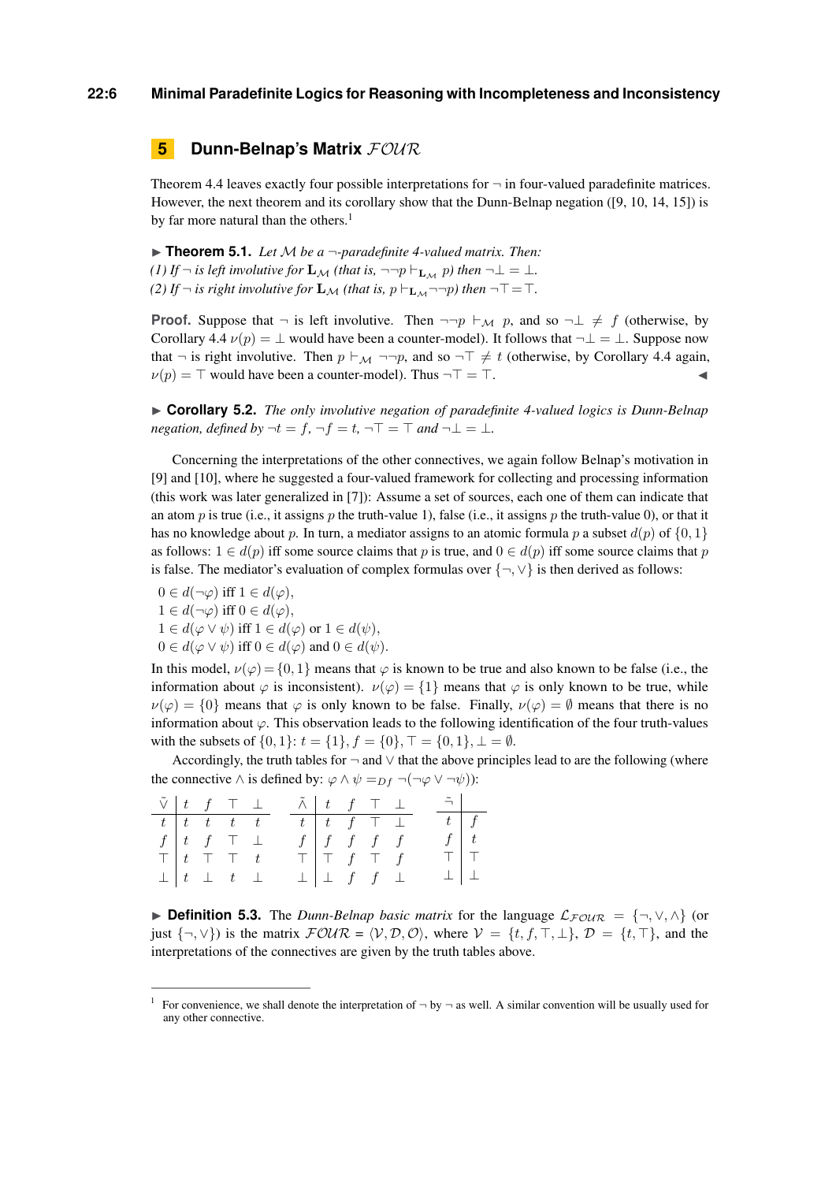## 5 Dunn-Belnap's Matrix $\mathcal{FOUR}$

Theorem 4.4 leaves exactly four possible interpretations for $\neg$ in four-valued paradefinite matrices. However, the next theorem and its corollary show that the Dunn-Belnap negation ([9, 10, 14, 15]) is by far more natural than the others.[1]

▶ **Theorem 5.1.** *Let $\mathcal{M}$ be a $\neg$-paradefinite 4-valued matrix. Then:*
*(1) If $\neg$ is left involutive for $\mathbf{L}_{\mathcal{M}}$ (that is, $\neg\neg p \vdash_{\mathbf{L}_{\mathcal{M}}} p$) then $\neg\bot = \bot$.*
*(2) If $\neg$ is right involutive for $\mathbf{L}_{\mathcal{M}}$ (that is, $p \vdash_{\mathbf{L}_{\mathcal{M}}} \neg\neg p$) then $\neg\top = \top$.*

**Proof.** Suppose that $\neg$ is left involutive. Then $\neg\neg p \vdash_{\mathcal{M}} p$, and so $\neg\bot \neq f$ (otherwise, by Corollary 4.4 $\nu(p) = \bot$ would have been a counter-model). It follows that $\neg\bot = \bot$. Suppose now that $\neg$ is right involutive. Then $p \vdash_{\mathcal{M}} \neg\neg p$, and so $\neg\top \neq t$ (otherwise, by Corollary 4.4 again, $\nu(p) = \top$ would have been a counter-model). Thus $\neg\top = \top$. ◀

▶ **Corollary 5.2.** *The only involutive negation of paradefinite 4-valued logics is Dunn-Belnap negation, defined by $\neg t = f$, $\neg f = t$, $\neg\top = \top$ and $\neg\bot = \bot$.*

Concerning the interpretations of the other connectives, we again follow Belnap's motivation in [9] and [10], where he suggested a four-valued framework for collecting and processing information (this work was later generalized in [7]): Assume a set of sources, each one of them can indicate that an atom $p$ is true (i.e., it assigns $p$ the truth-value 1), false (i.e., it assigns $p$ the truth-value 0), or that it has no knowledge about $p$. In turn, a mediator assigns to an atomic formula $p$ a subset $d(p)$ of $\{0,1\}$ as follows: $1 \in d(p)$ iff some source claims that $p$ is true, and $0 \in d(p)$ iff some source claims that $p$ is false. The mediator's evaluation of complex formulas over $\{\neg, \vee\}$ is then derived as follows:

$0 \in d(\neg\varphi)$ iff $1 \in d(\varphi)$,
$1 \in d(\neg\varphi)$ iff $0 \in d(\varphi)$,
$1 \in d(\varphi \vee \psi)$ iff $1 \in d(\varphi)$ or $1 \in d(\psi)$,
$0 \in d(\varphi \vee \psi)$ iff $0 \in d(\varphi)$ and $0 \in d(\psi)$.

In this model, $\nu(\varphi) = \{0,1\}$ means that $\varphi$ is known to be true and also known to be false (i.e., the information about $\varphi$ is inconsistent). $\nu(\varphi) = \{1\}$ means that $\varphi$ is only known to be true, while $\nu(\varphi) = \{0\}$ means that $\varphi$ is only known to be false. Finally, $\nu(\varphi) = \emptyset$ means that there is no information about $\varphi$. This observation leads to the following identification of the four truth-values with the subsets of $\{0,1\}$: $t = \{1\}$, $f = \{0\}$, $\top = \{0,1\}$, $\bot = \emptyset$.

Accordingly, the truth tables for $\neg$ and $\vee$ that the above principles lead to are the following (where the connective $\wedge$ is defined by: $\varphi \wedge \psi =_{Df} \neg(\neg\varphi \vee \neg\psi)$):

| $\tilde{\vee}$ | $t$ | $f$ | $\top$ | $\bot$ |
|---|---|---|---|---|
| $t$ | $t$ | $t$ | $t$ | $t$ |
| $f$ | $t$ | $f$ | $\top$ | $\bot$ |
| $\top$ | $t$ | $\top$ | $\top$ | $t$ |
| $\bot$ | $t$ | $\bot$ | $t$ | $\bot$ |

| $\tilde{\wedge}$ | $t$ | $f$ | $\top$ | $\bot$ |
|---|---|---|---|---|
| $t$ | $t$ | $f$ | $\top$ | $\bot$ |
| $f$ | $f$ | $f$ | $f$ | $f$ |
| $\top$ | $\top$ | $f$ | $\top$ | $f$ |
| $\bot$ | $\bot$ | $f$ | $f$ | $\bot$ |

| $\tilde{\neg}$ | |
|---|---|
| $t$ | $f$ |
| $f$ | $t$ |
| $\top$ | $\top$ |
| $\bot$ | $\bot$ |

▶ **Definition 5.3.** The *Dunn-Belnap basic matrix* for the language $\mathcal{L}_{\mathcal{FOUR}} = \{\neg, \vee, \wedge\}$ (or just $\{\neg, \vee\}$) is the matrix $\mathcal{FOUR} = \langle \mathcal{V}, \mathcal{D}, \mathcal{O} \rangle$, where $\mathcal{V} = \{t, f, \top, \bot\}$, $\mathcal{D} = \{t, \top\}$, and the interpretations of the connectives are given by the truth tables above.

[1] For convenience, we shall denote the interpretation of $\neg$ by $\neg$ as well. A similar convention will be usually used for any other connective.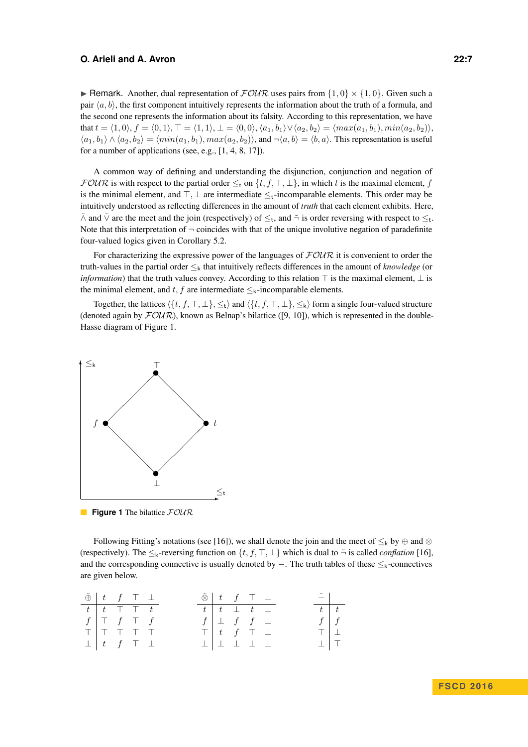▶ Remark. Another, dual representation of $\mathcal{FOUR}$ uses pairs from $\{1,0\} \times \{1,0\}$. Given such a pair $\langle a, b\rangle$, the first component intuitively represents the information about the truth of a formula, and the second one represents the information about its falsity. According to this representation, we have that $t = \langle 1,0\rangle$, $f = \langle 0,1\rangle$, $\top = \langle 1,1\rangle$, $\bot = \langle 0,0\rangle$, $\langle a_1, b_1\rangle \vee \langle a_2, b_2\rangle = \langle max(a_1, b_1), min(a_2, b_2)\rangle$, $\langle a_1, b_1\rangle \wedge \langle a_2, b_2\rangle = \langle min(a_1, b_1), max(a_2, b_2)\rangle$, and $\neg\langle a, b\rangle = \langle b, a\rangle$. This representation is useful for a number of applications (see, e.g., [1, 4, 8, 17]).

A common way of defining and understanding the disjunction, conjunction and negation of $\mathcal{FOUR}$ is with respect to the partial order $\leq_t$ on $\{t, f, \top, \bot\}$, in which $t$ is the maximal element, $f$ is the minimal element, and $\top, \bot$ are intermediate $\leq_t$-incomparable elements. This order may be intuitively understood as reflecting differences in the amount of *truth* that each element exhibits. Here, $\tilde{\wedge}$ and $\tilde{\vee}$ are the meet and the join (respectively) of $\leq_t$, and $\tilde{\neg}$ is order reversing with respect to $\leq_t$. Note that this interpretation of $\neg$ coincides with that of the unique involutive negation of paradefinite four-valued logics given in Corollary 5.2.

For characterizing the expressive power of the languages of $\mathcal{FOUR}$ it is convenient to order the truth-values in the partial order $\leq_k$ that intuitively reflects differences in the amount of *knowledge* (or *information*) that the truth values convey. According to this relation $\top$ is the maximal element, $\bot$ is the minimal element, and $t, f$ are intermediate $\leq_k$-incomparable elements.

Together, the lattices $\langle\{t, f, \top, \bot\}, \leq_t\rangle$ and $\langle\{t, f, \top, \bot\}, \leq_k\rangle$ form a single four-valued structure (denoted again by $\mathcal{FOUR}$), known as Belnap's bilattice ([9, 10]), which is represented in the double-Hasse diagram of Figure 1.

**Figure 1** The bilattice $\mathcal{FOUR}$

Following Fitting's notations (see [16]), we shall denote the join and the meet of $\leq_k$ by $\oplus$ and $\otimes$ (respectively). The $\leq_k$-reversing function on $\{t, f, \top, \bot\}$ which is dual to $\tilde{\neg}$ is called *conflation* [16], and the corresponding connective is usually denoted by $-$. The truth tables of these $\leq_k$-connectives are given below.

| $\tilde{\oplus}$ | $t$ | $f$ | $\top$ | $\bot$ |
|---|---|---|---|---|
| $t$ | $t$ | $\top$ | $\top$ | $t$ |
| $f$ | $\top$ | $f$ | $\top$ | $f$ |
| $\top$ | $\top$ | $\top$ | $\top$ | $\top$ |
| $\bot$ | $t$ | $f$ | $\top$ | $\bot$ |

| $\tilde{\otimes}$ | $t$ | $f$ | $\top$ | $\bot$ |
|---|---|---|---|---|
| $t$ | $t$ | $\bot$ | $t$ | $\bot$ |
| $f$ | $\bot$ | $f$ | $f$ | $\bot$ |
| $\top$ | $t$ | $f$ | $\top$ | $\bot$ |
| $\bot$ | $\bot$ | $\bot$ | $\bot$ | $\bot$ |

| $\tilde{-}$ | |
|---|---|
| $t$ | $t$ |
| $f$ | $f$ |
| $\top$ | $\bot$ |
| $\bot$ | $\top$ |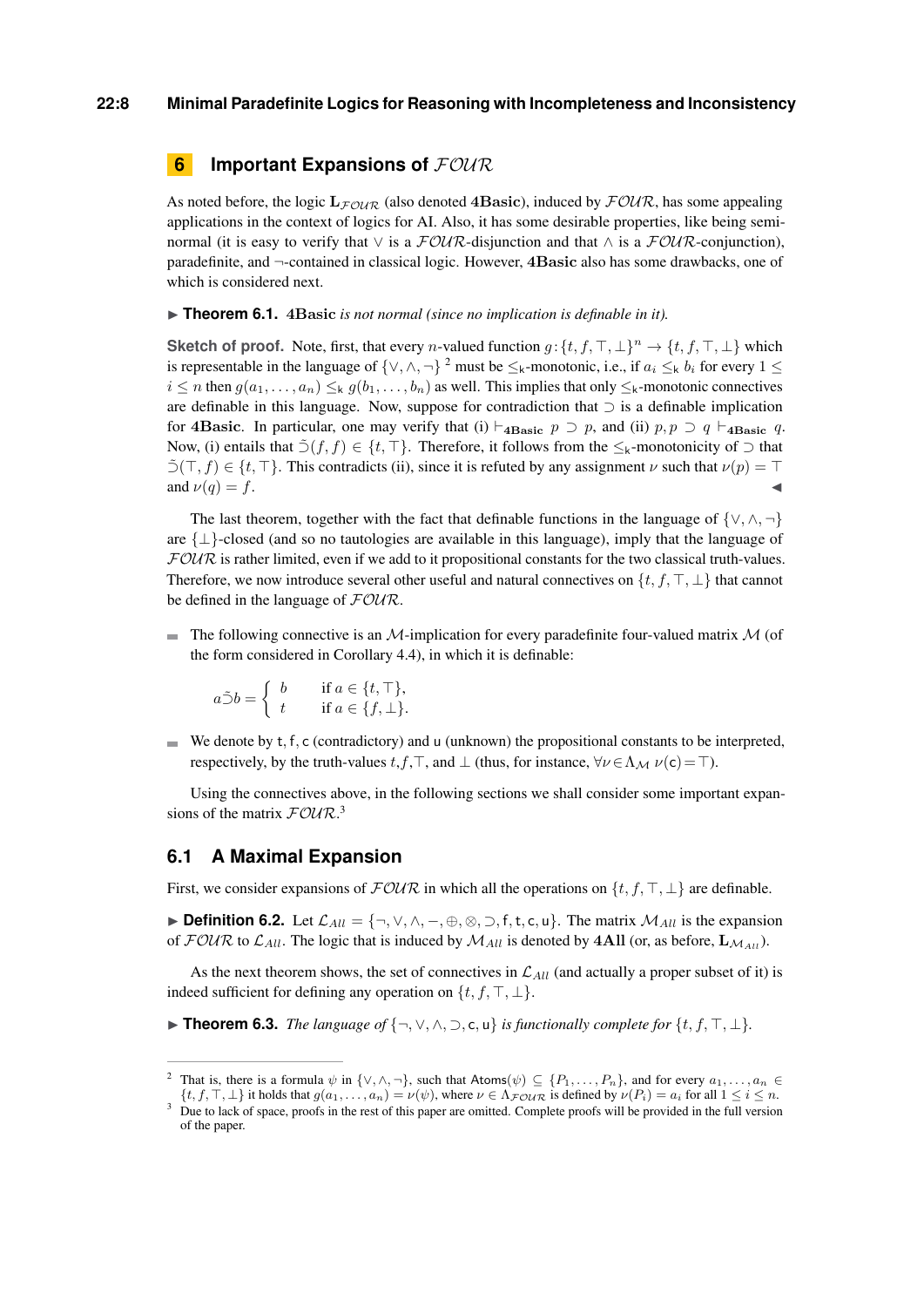## 6 Important Expansions of $\mathcal{FOUR}$

As noted before, the logic $\mathbf{L}_{\mathcal{FOUR}}$ (also denoted **4Basic**), induced by $\mathcal{FOUR}$, has some appealing applications in the context of logics for AI. Also, it has some desirable properties, like being semi-normal (it is easy to verify that $\vee$ is a $\mathcal{FOUR}$-disjunction and that $\wedge$ is a $\mathcal{FOUR}$-conjunction), paradefinite, and $\neg$-contained in classical logic. However, **4Basic** also has some drawbacks, one of which is considered next.

▶ **Theorem 6.1.** **4Basic** *is not normal (since no implication is definable in it).*

**Sketch of proof.** Note, first, that every $n$-valued function $g : \{t, f, \top, \bot\}^n \to \{t, f, \top, \bot\}$ which is representable in the language of $\{\vee, \wedge, \neg\}$ [2] must be $\leq_{\mathsf{k}}$-monotonic, i.e., if $a_i \leq_{\mathsf{k}} b_i$ for every $1 \leq i \leq n$ then $g(a_1, \ldots, a_n) \leq_{\mathsf{k}} g(b_1, \ldots, b_n)$ as well. This implies that only $\leq_{\mathsf{k}}$-monotonic connectives are definable in this language. Now, suppose for contradiction that $\supset$ is a definable implication for **4Basic**. In particular, one may verify that (i) $\vdash_{\mathbf{4Basic}} p \supset p$, and (ii) $p, p \supset q \vdash_{\mathbf{4Basic}} q$. Now, (i) entails that $\tilde{\supset}(f, f) \in \{t, \top\}$. Therefore, it follows from the $\leq_{\mathsf{k}}$-monotonicity of $\supset$ that $\tilde{\supset}(\top, f) \in \{t, \top\}$. This contradicts (ii), since it is refuted by any assignment $\nu$ such that $\nu(p) = \top$ and $\nu(q) = f$. ◀

The last theorem, together with the fact that definable functions in the language of $\{\vee, \wedge, \neg\}$ are $\{\bot\}$-closed (and so no tautologies are available in this language), imply that the language of $\mathcal{FOUR}$ is rather limited, even if we add to it propositional constants for the two classical truth-values. Therefore, we now introduce several other useful and natural connectives on $\{t, f, \top, \bot\}$ that cannot be defined in the language of $\mathcal{FOUR}$.

- The following connective is an $\mathcal{M}$-implication for every paradefinite four-valued matrix $\mathcal{M}$ (of the form considered in Corollary 4.4), in which it is definable:

$$a \tilde{\supset} b = \begin{cases} b & \text{if } a \in \{t, \top\}, \\ t & \text{if } a \in \{f, \bot\}. \end{cases}$$

- We denote by $\mathsf{t}, \mathsf{f}, \mathsf{c}$ (contradictory) and $\mathsf{u}$ (unknown) the propositional constants to be interpreted, respectively, by the truth-values $t, f, \top$, and $\bot$ (thus, for instance, $\forall \nu \in \Lambda_{\mathcal{M}}\ \nu(\mathsf{c}) = \top$).

Using the connectives above, in the following sections we shall consider some important expansions of the matrix $\mathcal{FOUR}$.[3]

### 6.1 A Maximal Expansion

First, we consider expansions of $\mathcal{FOUR}$ in which all the operations on $\{t, f, \top, \bot\}$ are definable.

▶ **Definition 6.2.** Let $\mathcal{L}_{All} = \{\neg, \vee, \wedge, -, \oplus, \otimes, \supset, \mathsf{f}, \mathsf{t}, \mathsf{c}, \mathsf{u}\}$. The matrix $\mathcal{M}_{All}$ is the expansion of $\mathcal{FOUR}$ to $\mathcal{L}_{All}$. The logic that is induced by $\mathcal{M}_{All}$ is denoted by **4All** (or, as before, $\mathbf{L}_{\mathcal{M}_{All}}$).

As the next theorem shows, the set of connectives in $\mathcal{L}_{All}$ (and actually a proper subset of it) is indeed sufficient for defining any operation on $\{t, f, \top, \bot\}$.

▶ **Theorem 6.3.** *The language of* $\{\neg, \vee, \wedge, \supset, \mathsf{c}, \mathsf{u}\}$ *is functionally complete for* $\{t, f, \top, \bot\}$.

---

[2] That is, there is a formula $\psi$ in $\{\vee, \wedge, \neg\}$, such that $\mathsf{Atoms}(\psi) \subseteq \{P_1, \ldots, P_n\}$, and for every $a_1, \ldots, a_n \in \{t, f, \top, \bot\}$ it holds that $g(a_1, \ldots, a_n) = \nu(\psi)$, where $\nu \in \Lambda_{\mathcal{FOUR}}$ is defined by $\nu(P_i) = a_i$ for all $1 \leq i \leq n$.

[3] Due to lack of space, proofs in the rest of this paper are omitted. Complete proofs will be provided in the full version of the paper.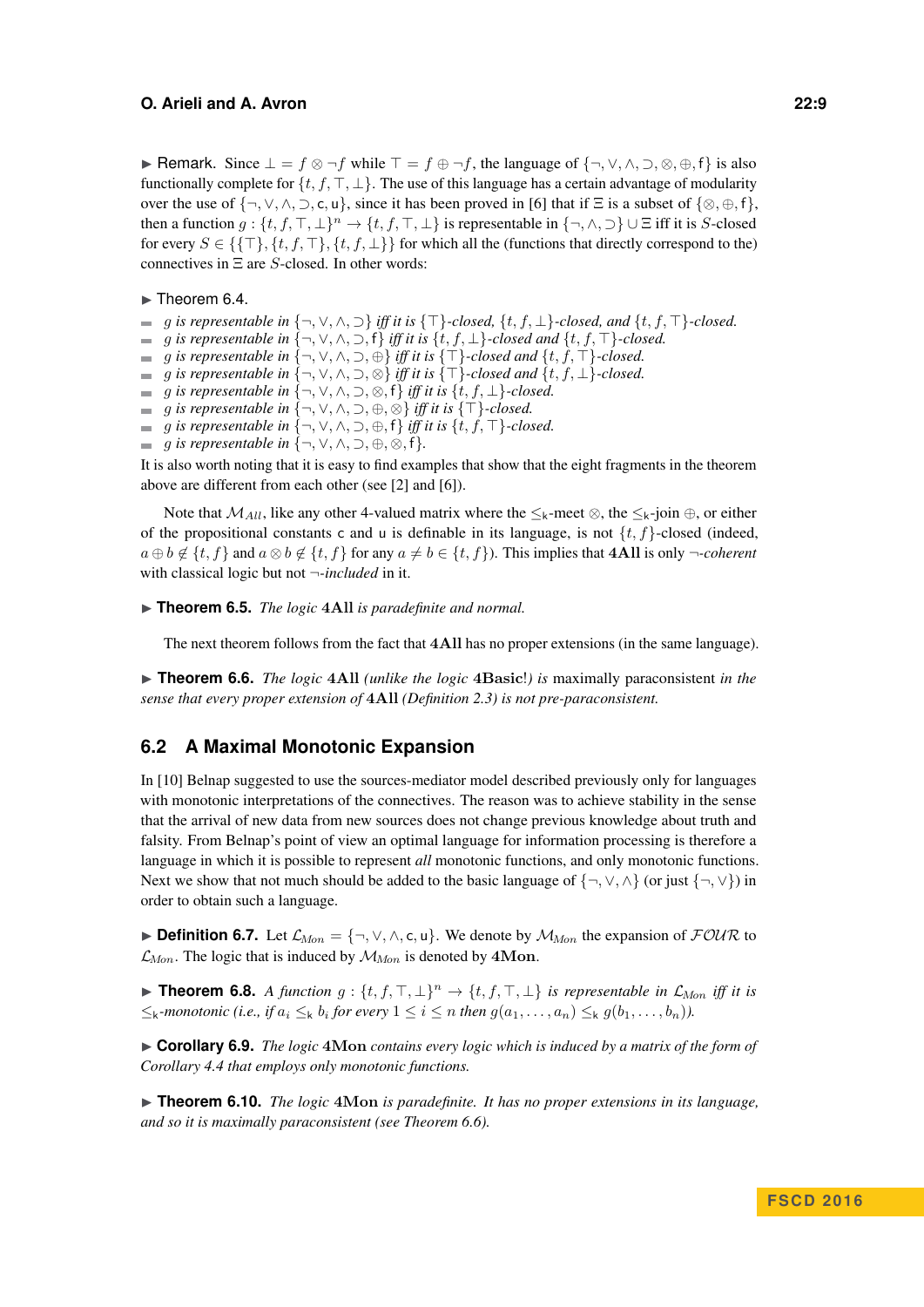► Remark. Since $\bot = f \otimes \neg f$ while $\top = f \oplus \neg f$, the language of $\{\neg, \vee, \wedge, \supset, \otimes, \oplus, \mathsf{f}\}$ is also functionally complete for $\{t, f, \top, \bot\}$. The use of this language has a certain advantage of modularity over the use of $\{\neg, \vee, \wedge, \supset, \mathsf{c}, \mathsf{u}\}$, since it has been proved in [6] that if $\Xi$ is a subset of $\{\otimes, \oplus, \mathsf{f}\}$, then a function $g : \{t, f, \top, \bot\}^n \to \{t, f, \top, \bot\}$ is representable in $\{\neg, \wedge, \supset\} \cup \Xi$ iff it is $S$-closed for every $S \in \{\{\top\}, \{t, f, \top\}, \{t, f, \bot\}\}$ for which all the (functions that directly correspond to the) connectives in $\Xi$ are $S$-closed. In other words:

► Theorem 6.4.

- *$g$ is representable in $\{\neg, \vee, \wedge, \supset\}$ iff it is $\{\top\}$-closed, $\{t, f, \bot\}$-closed, and $\{t, f, \top\}$-closed.*
- *$g$ is representable in $\{\neg, \vee, \wedge, \supset, \mathsf{f}\}$ iff it is $\{t, f, \bot\}$-closed and $\{t, f, \top\}$-closed.*
- *$g$ is representable in $\{\neg, \vee, \wedge, \supset, \oplus\}$ iff it is $\{\top\}$-closed and $\{t, f, \top\}$-closed.*
- *$g$ is representable in $\{\neg, \vee, \wedge, \supset, \otimes\}$ iff it is $\{\top\}$-closed and $\{t, f, \bot\}$-closed.*
- *$g$ is representable in $\{\neg, \vee, \wedge, \supset, \otimes, \mathsf{f}\}$ iff it is $\{t, f, \bot\}$-closed.*
- *$g$ is representable in $\{\neg, \vee, \wedge, \supset, \oplus, \otimes\}$ iff it is $\{\top\}$-closed.*
- *$g$ is representable in $\{\neg, \vee, \wedge, \supset, \oplus, \mathsf{f}\}$ iff it is $\{t, f, \top\}$-closed.*
- *$g$ is representable in $\{\neg, \vee, \wedge, \supset, \oplus, \otimes, \mathsf{f}\}$.*

It is also worth noting that it is easy to find examples that show that the eight fragments in the theorem above are different from each other (see [2] and [6]).

Note that $\mathcal{M}_{All}$, like any other 4-valued matrix where the $\leq_{\mathsf{k}}$-meet $\otimes$, the $\leq_{\mathsf{k}}$-join $\oplus$, or either of the propositional constants $\mathsf{c}$ and $\mathsf{u}$ is definable in its language, is not $\{t, f\}$-closed (indeed, $a \oplus b \notin \{t, f\}$ and $a \otimes b \notin \{t, f\}$ for any $a \neq b \in \{t, f\}$). This implies that **4All** is only $\neg$-*coherent* with classical logic but not $\neg$-*included* in it.

► **Theorem 6.5.** *The logic* **4All** *is paradefinite and normal.*

The next theorem follows from the fact that **4All** has no proper extensions (in the same language).

► **Theorem 6.6.** *The logic* **4All** *(unlike the logic* **4Basic**!*) is* maximally paraconsistent *in the sense that every proper extension of* **4All** *(Definition 2.3) is not pre-paraconsistent.*

## 6.2 A Maximal Monotonic Expansion

In [10] Belnap suggested to use the sources-mediator model described previously only for languages with monotonic interpretations of the connectives. The reason was to achieve stability in the sense that the arrival of new data from new sources does not change previous knowledge about truth and falsity. From Belnap's point of view an optimal language for information processing is therefore a language in which it is possible to represent *all* monotonic functions, and only monotonic functions. Next we show that not much should be added to the basic language of $\{\neg, \vee, \wedge\}$ (or just $\{\neg, \vee\}$) in order to obtain such a language.

► **Definition 6.7.** Let $\mathcal{L}_{Mon} = \{\neg, \vee, \wedge, \mathsf{c}, \mathsf{u}\}$. We denote by $\mathcal{M}_{Mon}$ the expansion of $\mathcal{FOUR}$ to $\mathcal{L}_{Mon}$. The logic that is induced by $\mathcal{M}_{Mon}$ is denoted by **4Mon**.

► **Theorem 6.8.** *A function $g : \{t, f, \top, \bot\}^n \to \{t, f, \top, \bot\}$ is representable in $\mathcal{L}_{Mon}$ iff it is $\leq_{\mathsf{k}}$-monotonic (i.e., if $a_i \leq_{\mathsf{k}} b_i$ for every $1 \leq i \leq n$ then $g(a_1, \ldots, a_n) \leq_{\mathsf{k}} g(b_1, \ldots, b_n)$).*

► **Corollary 6.9.** *The logic* **4Mon** *contains every logic which is induced by a matrix of the form of Corollary 4.4 that employs only monotonic functions.*

► **Theorem 6.10.** *The logic* **4Mon** *is paradefinite. It has no proper extensions in its language, and so it is maximally paraconsistent (see Theorem 6.6).*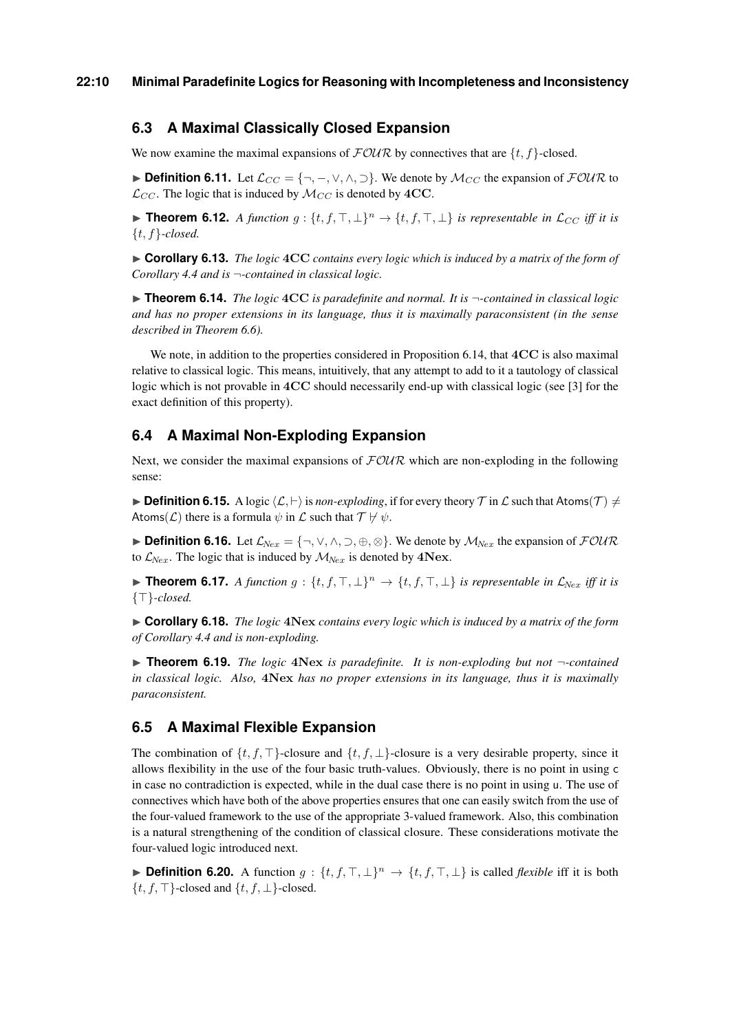## 6.3 A Maximal Classically Closed Expansion

We now examine the maximal expansions of $\mathcal{FOUR}$ by connectives that are $\{t, f\}$-closed.

► **Definition 6.11.** Let $\mathcal{L}_{CC} = \{\neg, -, \vee, \wedge, \supset\}$. We denote by $\mathcal{M}_{CC}$ the expansion of $\mathcal{FOUR}$ to $\mathcal{L}_{CC}$. The logic that is induced by $\mathcal{M}_{CC}$ is denoted by $\mathbf{4CC}$.

► **Theorem 6.12.** *A function $g : \{t, f, \top, \bot\}^n \to \{t, f, \top, \bot\}$ is representable in $\mathcal{L}_{CC}$ iff it is $\{t, f\}$-closed.*

► **Corollary 6.13.** *The logic $\mathbf{4CC}$ contains every logic which is induced by a matrix of the form of Corollary 4.4 and is $\neg$-contained in classical logic.*

► **Theorem 6.14.** *The logic $\mathbf{4CC}$ is paradefinite and normal. It is $\neg$-contained in classical logic and has no proper extensions in its language, thus it is maximally paraconsistent (in the sense described in Theorem 6.6).*

We note, in addition to the properties considered in Proposition 6.14, that $\mathbf{4CC}$ is also maximal relative to classical logic. This means, intuitively, that any attempt to add to it a tautology of classical logic which is not provable in $\mathbf{4CC}$ should necessarily end-up with classical logic (see [3] for the exact definition of this property).

## 6.4 A Maximal Non-Exploding Expansion

Next, we consider the maximal expansions of $\mathcal{FOUR}$ which are non-exploding in the following sense:

► **Definition 6.15.** A logic $\langle \mathcal{L}, \vdash \rangle$ is *non-exploding*, if for every theory $\mathcal{T}$ in $\mathcal{L}$ such that $\mathsf{Atoms}(\mathcal{T}) \neq \mathsf{Atoms}(\mathcal{L})$ there is a formula $\psi$ in $\mathcal{L}$ such that $\mathcal{T} \not\vdash \psi$.

► **Definition 6.16.** Let $\mathcal{L}_{Nex} = \{\neg, \vee, \wedge, \supset, \oplus, \otimes\}$. We denote by $\mathcal{M}_{Nex}$ the expansion of $\mathcal{FOUR}$ to $\mathcal{L}_{Nex}$. The logic that is induced by $\mathcal{M}_{Nex}$ is denoted by $\mathbf{4Nex}$.

► **Theorem 6.17.** *A function $g : \{t, f, \top, \bot\}^n \to \{t, f, \top, \bot\}$ is representable in $\mathcal{L}_{Nex}$ iff it is $\{\top\}$-closed.*

► **Corollary 6.18.** *The logic $\mathbf{4Nex}$ contains every logic which is induced by a matrix of the form of Corollary 4.4 and is non-exploding.*

► **Theorem 6.19.** *The logic $\mathbf{4Nex}$ is paradefinite. It is non-exploding but not $\neg$-contained in classical logic. Also, $\mathbf{4Nex}$ has no proper extensions in its language, thus it is maximally paraconsistent.*

## 6.5 A Maximal Flexible Expansion

The combination of $\{t, f, \top\}$-closure and $\{t, f, \bot\}$-closure is a very desirable property, since it allows flexibility in the use of the four basic truth-values. Obviously, there is no point in using c in case no contradiction is expected, while in the dual case there is no point in using u. The use of connectives which have both of the above properties ensures that one can easily switch from the use of the four-valued framework to the use of the appropriate 3-valued framework. Also, this combination is a natural strengthening of the condition of classical closure. These considerations motivate the four-valued logic introduced next.

► **Definition 6.20.** A function $g : \{t, f, \top, \bot\}^n \to \{t, f, \top, \bot\}$ is called *flexible* iff it is both $\{t, f, \top\}$-closed and $\{t, f, \bot\}$-closed.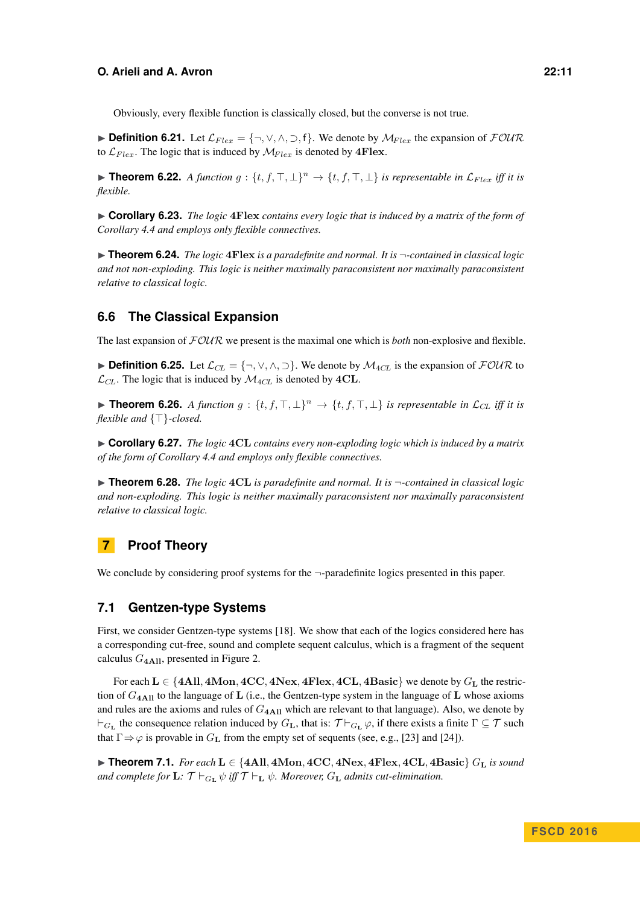Obviously, every flexible function is classically closed, but the converse is not true.

▶ **Definition 6.21.** Let $\mathcal{L}_{Flex} = \{\neg, \vee, \wedge, \supset, \mathsf{f}\}$. We denote by $\mathcal{M}_{Flex}$ the expansion of $\mathcal{FOUR}$ to $\mathcal{L}_{Flex}$. The logic that is induced by $\mathcal{M}_{Flex}$ is denoted by $\mathbf{4Flex}$.

▶ **Theorem 6.22.** *A function $g : \{t, f, \top, \bot\}^n \to \{t, f, \top, \bot\}$ is representable in $\mathcal{L}_{Flex}$ iff it is flexible.*

▶ **Corollary 6.23.** *The logic $\mathbf{4Flex}$ contains every logic that is induced by a matrix of the form of Corollary 4.4 and employs only flexible connectives.*

▶ **Theorem 6.24.** *The logic $\mathbf{4Flex}$ is a paradefinite and normal. It is $\neg$-contained in classical logic and not non-exploding. This logic is neither maximally paraconsistent nor maximally paraconsistent relative to classical logic.*

## 6.6 The Classical Expansion

The last expansion of $\mathcal{FOUR}$ we present is the maximal one which is *both* non-explosive and flexible.

▶ **Definition 6.25.** Let $\mathcal{L}_{CL} = \{\neg, \vee, \wedge, \supset\}$. We denote by $\mathcal{M}_{4CL}$ is the expansion of $\mathcal{FOUR}$ to $\mathcal{L}_{CL}$. The logic that is induced by $\mathcal{M}_{4CL}$ is denoted by $\mathbf{4CL}$.

▶ **Theorem 6.26.** *A function $g : \{t, f, \top, \bot\}^n \to \{t, f, \top, \bot\}$ is representable in $\mathcal{L}_{CL}$ iff it is flexible and $\{\top\}$-closed.*

▶ **Corollary 6.27.** *The logic $\mathbf{4CL}$ contains every non-exploding logic which is induced by a matrix of the form of Corollary 4.4 and employs only flexible connectives.*

▶ **Theorem 6.28.** *The logic $\mathbf{4CL}$ is paradefinite and normal. It is $\neg$-contained in classical logic and non-exploding. This logic is neither maximally paraconsistent nor maximally paraconsistent relative to classical logic.*

# 7 Proof Theory

We conclude by considering proof systems for the $\neg$-paradefinite logics presented in this paper.

## 7.1 Gentzen-type Systems

First, we consider Gentzen-type systems [18]. We show that each of the logics considered here has a corresponding cut-free, sound and complete sequent calculus, which is a fragment of the sequent calculus $G_{\mathbf{4All}}$, presented in Figure 2.

For each $\mathbf{L} \in \{\mathbf{4All}, \mathbf{4Mon}, \mathbf{4CC}, \mathbf{4Nex}, \mathbf{4Flex}, \mathbf{4CL}, \mathbf{4Basic}\}$ we denote by $G_{\mathbf{L}}$ the restriction of $G_{\mathbf{4All}}$ to the language of $\mathbf{L}$ (i.e., the Gentzen-type system in the language of $\mathbf{L}$ whose axioms and rules are the axioms and rules of $G_{\mathbf{4All}}$ which are relevant to that language). Also, we denote by $\vdash_{G_{\mathbf{L}}}$ the consequence relation induced by $G_{\mathbf{L}}$, that is: $\mathcal{T} \vdash_{G_{\mathbf{L}}} \varphi$, if there exists a finite $\Gamma \subseteq \mathcal{T}$ such that $\Gamma \Rightarrow \varphi$ is provable in $G_{\mathbf{L}}$ from the empty set of sequents (see, e.g., [23] and [24]).

▶ **Theorem 7.1.** *For each $\mathbf{L} \in \{\mathbf{4All}, \mathbf{4Mon}, \mathbf{4CC}, \mathbf{4Nex}, \mathbf{4Flex}, \mathbf{4CL}, \mathbf{4Basic}\}$ $G_{\mathbf{L}}$ is sound and complete for $\mathbf{L}$: $\mathcal{T} \vdash_{G_{\mathbf{L}}} \psi$ iff $\mathcal{T} \vdash_{\mathbf{L}} \psi$. Moreover, $G_{\mathbf{L}}$ admits cut-elimination.*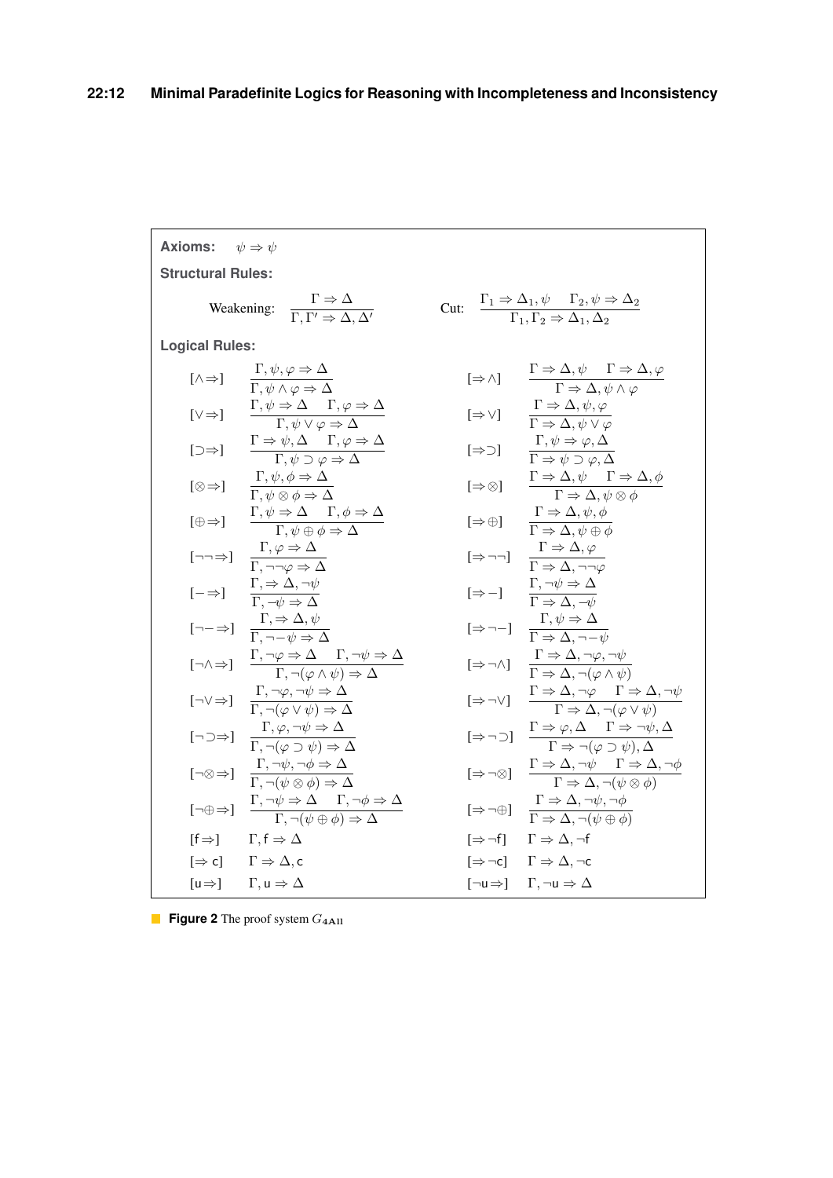**Axioms:** $\psi \Rightarrow \psi$

**Structural Rules:**

$$\text{Weakening:} \quad \frac{\Gamma \Rightarrow \Delta}{\Gamma, \Gamma' \Rightarrow \Delta, \Delta'} \qquad \text{Cut:} \quad \frac{\Gamma_1 \Rightarrow \Delta_1, \psi \quad \Gamma_2, \psi \Rightarrow \Delta_2}{\Gamma_1, \Gamma_2 \Rightarrow \Delta_1, \Delta_2}$$

**Logical Rules:**

$$[\wedge\Rightarrow] \quad \frac{\Gamma, \psi, \varphi \Rightarrow \Delta}{\Gamma, \psi \wedge \varphi \Rightarrow \Delta} \qquad [\Rightarrow\wedge] \quad \frac{\Gamma \Rightarrow \Delta, \psi \quad \Gamma \Rightarrow \Delta, \varphi}{\Gamma \Rightarrow \Delta, \psi \wedge \varphi}$$

$$[\vee\Rightarrow] \quad \frac{\Gamma, \psi \Rightarrow \Delta \quad \Gamma, \varphi \Rightarrow \Delta}{\Gamma, \psi \vee \varphi \Rightarrow \Delta} \qquad [\Rightarrow\vee] \quad \frac{\Gamma \Rightarrow \Delta, \psi, \varphi}{\Gamma \Rightarrow \Delta, \psi \vee \varphi}$$

$$[\supset\Rightarrow] \quad \frac{\Gamma \Rightarrow \psi, \Delta \quad \Gamma, \varphi \Rightarrow \Delta}{\Gamma, \psi \supset \varphi \Rightarrow \Delta} \qquad [\Rightarrow\supset] \quad \frac{\Gamma, \psi \Rightarrow \varphi, \Delta}{\Gamma \Rightarrow \psi \supset \varphi, \Delta}$$

$$[\otimes\Rightarrow] \quad \frac{\Gamma, \psi, \phi \Rightarrow \Delta}{\Gamma, \psi \otimes \phi \Rightarrow \Delta} \qquad [\Rightarrow\otimes] \quad \frac{\Gamma \Rightarrow \Delta, \psi \quad \Gamma \Rightarrow \Delta, \phi}{\Gamma \Rightarrow \Delta, \psi \otimes \phi}$$

$$[\oplus\Rightarrow] \quad \frac{\Gamma, \psi \Rightarrow \Delta \quad \Gamma, \phi \Rightarrow \Delta}{\Gamma, \psi \oplus \phi \Rightarrow \Delta} \qquad [\Rightarrow\oplus] \quad \frac{\Gamma \Rightarrow \Delta, \psi, \phi}{\Gamma \Rightarrow \Delta, \psi \oplus \phi}$$

$$[\neg\neg\Rightarrow] \quad \frac{\Gamma, \varphi \Rightarrow \Delta}{\Gamma, \neg\neg\varphi \Rightarrow \Delta} \qquad [\Rightarrow\neg\neg] \quad \frac{\Gamma \Rightarrow \Delta, \varphi}{\Gamma \Rightarrow \Delta, \neg\neg\varphi}$$

$$[-\Rightarrow] \quad \frac{\Gamma, \Rightarrow \Delta, \neg\psi}{\Gamma, -\psi \Rightarrow \Delta} \qquad [\Rightarrow-] \quad \frac{\Gamma, \neg\psi \Rightarrow \Delta}{\Gamma \Rightarrow \Delta, -\psi}$$

$$[\neg-\Rightarrow] \quad \frac{\Gamma, \Rightarrow \Delta, \psi}{\Gamma, \neg-\psi \Rightarrow \Delta} \qquad [\Rightarrow\neg-] \quad \frac{\Gamma, \psi \Rightarrow \Delta}{\Gamma \Rightarrow \Delta, \neg-\psi}$$

$$[\neg\wedge\Rightarrow] \quad \frac{\Gamma, \neg\varphi \Rightarrow \Delta \quad \Gamma, \neg\psi \Rightarrow \Delta}{\Gamma, \neg(\varphi \wedge \psi) \Rightarrow \Delta} \qquad [\Rightarrow\neg\wedge] \quad \frac{\Gamma \Rightarrow \Delta, \neg\varphi, \neg\psi}{\Gamma \Rightarrow \Delta, \neg(\varphi \wedge \psi)}$$

$$[\neg\vee\Rightarrow] \quad \frac{\Gamma, \neg\varphi, \neg\psi \Rightarrow \Delta}{\Gamma, \neg(\varphi \vee \psi) \Rightarrow \Delta} \qquad [\Rightarrow\neg\vee] \quad \frac{\Gamma \Rightarrow \Delta, \neg\varphi \quad \Gamma \Rightarrow \Delta, \neg\psi}{\Gamma \Rightarrow \Delta, \neg(\varphi \vee \psi)}$$

$$[\neg\supset\Rightarrow] \quad \frac{\Gamma, \varphi, \neg\psi \Rightarrow \Delta}{\Gamma, \neg(\varphi \supset \psi) \Rightarrow \Delta} \qquad [\Rightarrow\neg\supset] \quad \frac{\Gamma \Rightarrow \varphi, \Delta \quad \Gamma \Rightarrow \neg\psi, \Delta}{\Gamma \Rightarrow \neg(\varphi \supset \psi), \Delta}$$

$$[\neg\otimes\Rightarrow] \quad \frac{\Gamma, \neg\psi, \neg\phi \Rightarrow \Delta}{\Gamma, \neg(\psi \otimes \phi) \Rightarrow \Delta} \qquad [\Rightarrow\neg\otimes] \quad \frac{\Gamma \Rightarrow \Delta, \neg\psi \quad \Gamma \Rightarrow \Delta, \neg\phi}{\Gamma \Rightarrow \Delta, \neg(\psi \otimes \phi)}$$

$$[\neg\oplus\Rightarrow] \quad \frac{\Gamma, \neg\psi \Rightarrow \Delta \quad \Gamma, \neg\phi \Rightarrow \Delta}{\Gamma, \neg(\psi \oplus \phi) \Rightarrow \Delta} \qquad [\Rightarrow\neg\oplus] \quad \frac{\Gamma \Rightarrow \Delta, \neg\psi, \neg\phi}{\Gamma \Rightarrow \Delta, \neg(\psi \oplus \phi)}$$

$$[\mathsf{f}\Rightarrow] \quad \Gamma, \mathsf{f} \Rightarrow \Delta \qquad [\Rightarrow\neg\mathsf{f}] \quad \Gamma \Rightarrow \Delta, \neg\mathsf{f}$$

$$[\Rightarrow\mathsf{c}] \quad \Gamma \Rightarrow \Delta, \mathsf{c} \qquad [\Rightarrow\neg\mathsf{c}] \quad \Gamma \Rightarrow \Delta, \neg\mathsf{c}$$

$$[\mathsf{u}\Rightarrow] \quad \Gamma, \mathsf{u} \Rightarrow \Delta \qquad [\neg\mathsf{u}\Rightarrow] \quad \Gamma, \neg\mathsf{u} \Rightarrow \Delta$$

**Figure 2** The proof system $G_{\mathbf{4All}}$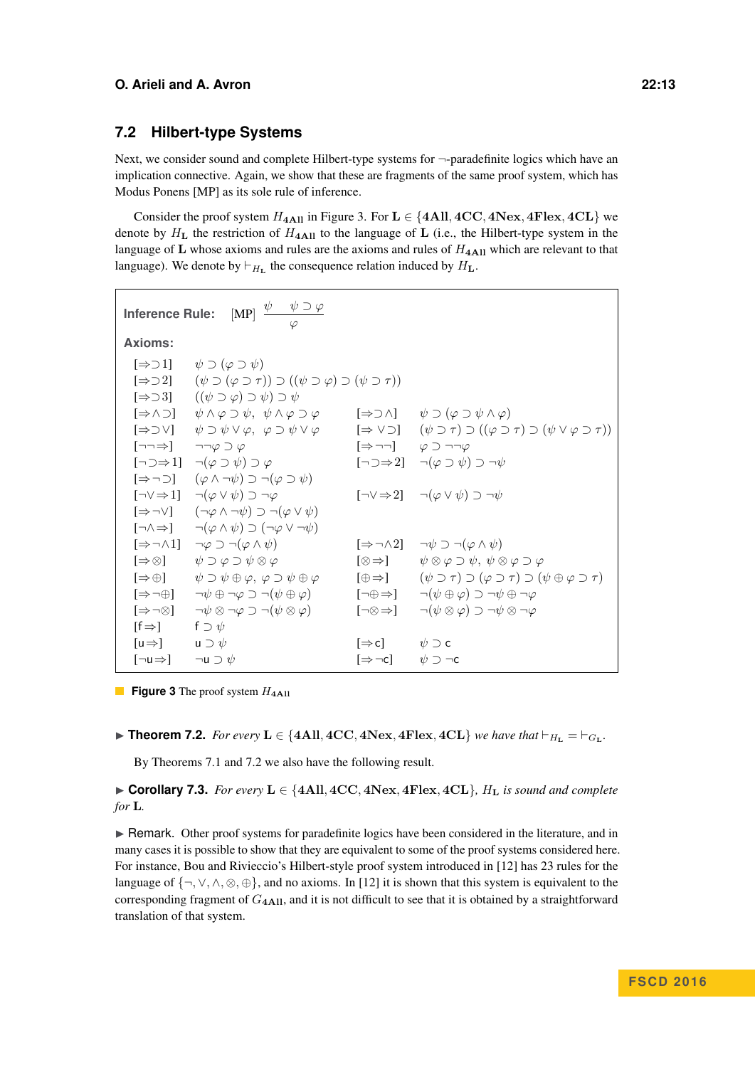## 7.2 Hilbert-type Systems

Next, we consider sound and complete Hilbert-type systems for $\neg$-paradefinite logics which have an implication connective. Again, we show that these are fragments of the same proof system, which has Modus Ponens [MP] as its sole rule of inference.

Consider the proof system $H_{\mathbf{4All}}$ in Figure 3. For $\mathbf{L} \in \{\mathbf{4All}, \mathbf{4CC}, \mathbf{4Nex}, \mathbf{4Flex}, \mathbf{4CL}\}$ we denote by $H_{\mathbf{L}}$ the restriction of $H_{\mathbf{4All}}$ to the language of $\mathbf{L}$ (i.e., the Hilbert-type system in the language of $\mathbf{L}$ whose axioms and rules are the axioms and rules of $H_{\mathbf{4All}}$ which are relevant to that language). We denote by $\vdash_{H_{\mathbf{L}}}$ the consequence relation induced by $H_{\mathbf{L}}$.

**Inference Rule:** [MP] $\dfrac{\psi \quad \psi \supset \varphi}{\varphi}$

**Axioms:**

| | | | |
|---|---|---|---|
| [$\Rightarrow\supset 1$] | $\psi \supset (\varphi \supset \psi)$ | | |
| [$\Rightarrow\supset 2$] | $(\psi \supset (\varphi \supset \tau)) \supset ((\psi \supset \varphi) \supset (\psi \supset \tau))$ | | |
| [$\Rightarrow\supset 3$] | $((\psi \supset \varphi) \supset \psi) \supset \psi$ | | |
| [$\Rightarrow\wedge\supset$] | $\psi \wedge \varphi \supset \psi, \ \ \psi \wedge \varphi \supset \varphi$ | [$\Rightarrow\supset\wedge$] | $\psi \supset (\varphi \supset \psi \wedge \varphi)$ |
| [$\Rightarrow\supset\vee$] | $\psi \supset \psi \vee \varphi, \ \ \varphi \supset \psi \vee \varphi$ | [$\Rightarrow\vee\supset$] | $(\psi \supset \tau) \supset ((\varphi \supset \tau) \supset (\psi \vee \varphi \supset \tau))$ |
| [$\neg\neg\Rightarrow$] | $\neg\neg\varphi \supset \varphi$ | [$\Rightarrow\neg\neg$] | $\varphi \supset \neg\neg\varphi$ |
| [$\neg\supset\Rightarrow 1$] | $\neg(\varphi \supset \psi) \supset \varphi$ | [$\neg\supset\Rightarrow 2$] | $\neg(\varphi \supset \psi) \supset \neg\psi$ |
| [$\Rightarrow\neg\supset$] | $(\varphi \wedge \neg\psi) \supset \neg(\varphi \supset \psi)$ | | |
| [$\neg\vee\Rightarrow 1$] | $\neg(\varphi \vee \psi) \supset \neg\varphi$ | [$\neg\vee\Rightarrow 2$] | $\neg(\varphi \vee \psi) \supset \neg\psi$ |
| [$\Rightarrow\neg\vee$] | $(\neg\varphi \wedge \neg\psi) \supset \neg(\varphi \vee \psi)$ | | |
| [$\neg\wedge\Rightarrow$] | $\neg(\varphi \wedge \psi) \supset (\neg\varphi \vee \neg\psi)$ | | |
| [$\Rightarrow\neg\wedge 1$] | $\neg\varphi \supset \neg(\varphi \wedge \psi)$ | [$\Rightarrow\neg\wedge 2$] | $\neg\psi \supset \neg(\varphi \wedge \psi)$ |
| [$\Rightarrow\otimes$] | $\psi \supset \varphi \supset \psi \otimes \varphi$ | [$\otimes\Rightarrow$] | $\psi \otimes \varphi \supset \psi, \ \ \psi \otimes \varphi \supset \varphi$ |
| [$\Rightarrow\oplus$] | $\psi \supset \psi \oplus \varphi, \ \ \varphi \supset \psi \oplus \varphi$ | [$\oplus\Rightarrow$] | $(\psi \supset \tau) \supset (\varphi \supset \tau) \supset (\psi \oplus \varphi \supset \tau)$ |
| [$\Rightarrow\neg\oplus$] | $\neg\psi \oplus \neg\varphi \supset \neg(\psi \oplus \varphi)$ | [$\neg\oplus\Rightarrow$] | $\neg(\psi \oplus \varphi) \supset \neg\psi \oplus \neg\varphi$ |
| [$\Rightarrow\neg\otimes$] | $\neg\psi \otimes \neg\varphi \supset \neg(\psi \otimes \varphi)$ | [$\neg\otimes\Rightarrow$] | $\neg(\psi \otimes \varphi) \supset \neg\psi \otimes \neg\varphi$ |
| [$\mathsf{f}\Rightarrow$] | $\mathsf{f} \supset \psi$ | | |
| [$\mathsf{u}\Rightarrow$] | $\mathsf{u} \supset \psi$ | [$\Rightarrow\mathsf{c}$] | $\psi \supset \mathsf{c}$ |
| [$\neg\mathsf{u}\Rightarrow$] | $\neg\mathsf{u} \supset \psi$ | [$\Rightarrow\neg\mathsf{c}$] | $\psi \supset \neg\mathsf{c}$ |

**Figure 3** The proof system $H_{\mathbf{4All}}$

▶ **Theorem 7.2.** *For every $\mathbf{L} \in \{\mathbf{4All}, \mathbf{4CC}, \mathbf{4Nex}, \mathbf{4Flex}, \mathbf{4CL}\}$ we have that $\vdash_{H_{\mathbf{L}}} = \vdash_{G_{\mathbf{L}}}$.*

By Theorems 7.1 and 7.2 we also have the following result.

▶ **Corollary 7.3.** *For every $\mathbf{L} \in \{\mathbf{4All}, \mathbf{4CC}, \mathbf{4Nex}, \mathbf{4Flex}, \mathbf{4CL}\}$, $H_{\mathbf{L}}$ is sound and complete for $\mathbf{L}$.*

▶ Remark. Other proof systems for paradefinite logics have been considered in the literature, and in many cases it is possible to show that they are equivalent to some of the proof systems considered here. For instance, Bou and Rivieccio's Hilbert-style proof system introduced in [12] has 23 rules for the language of $\{\neg, \vee, \wedge, \otimes, \oplus\}$, and no axioms. In [12] it is shown that this system is equivalent to the corresponding fragment of $G_{\mathbf{4All}}$, and it is not difficult to see that it is obtained by a straightforward translation of that system.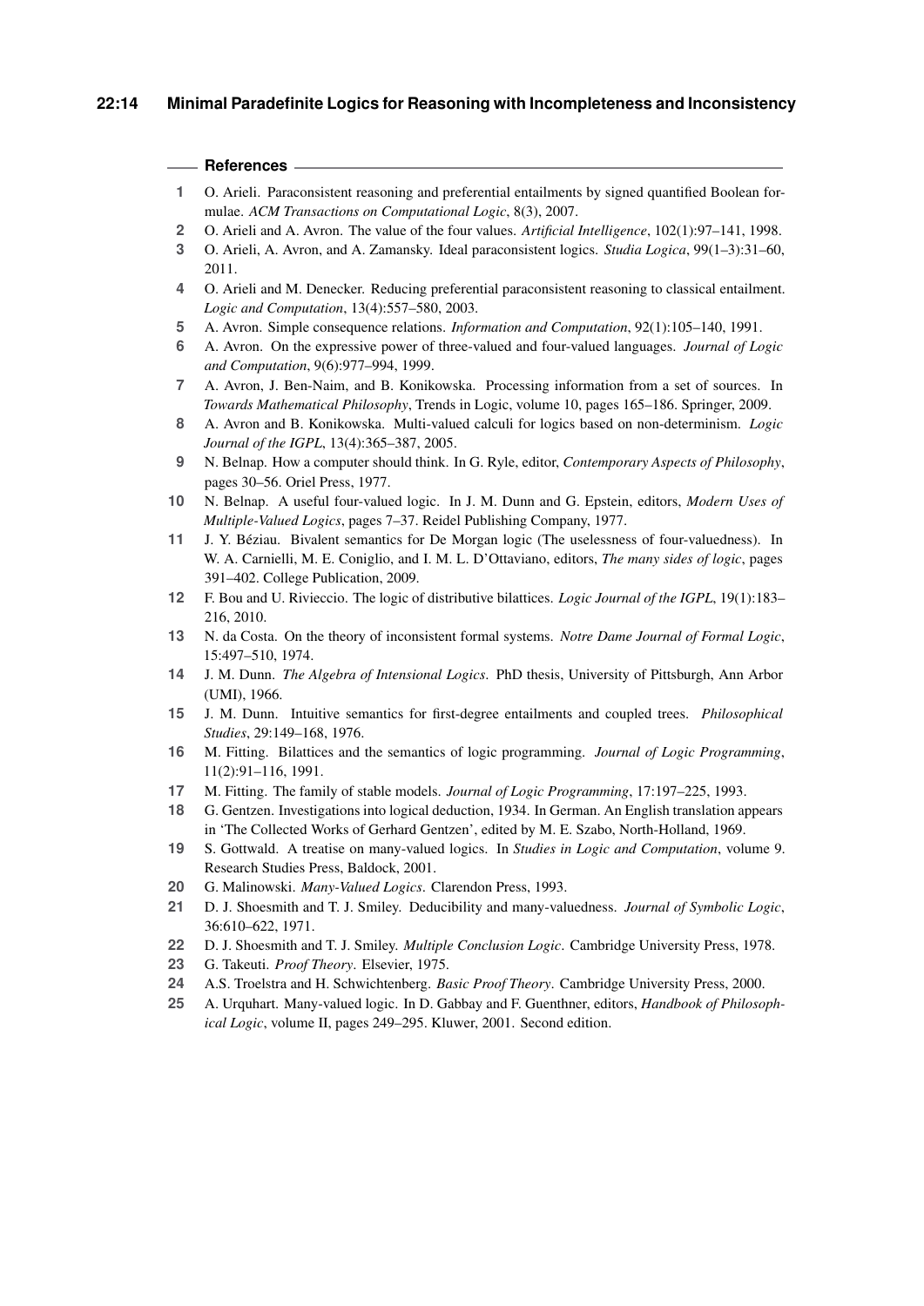## References

1. O. Arieli. Paraconsistent reasoning and preferential entailments by signed quantified Boolean formulae. *ACM Transactions on Computational Logic*, 8(3), 2007.
2. O. Arieli and A. Avron. The value of the four values. *Artificial Intelligence*, 102(1):97–141, 1998.
3. O. Arieli, A. Avron, and A. Zamansky. Ideal paraconsistent logics. *Studia Logica*, 99(1–3):31–60, 2011.
4. O. Arieli and M. Denecker. Reducing preferential paraconsistent reasoning to classical entailment. *Logic and Computation*, 13(4):557–580, 2003.
5. A. Avron. Simple consequence relations. *Information and Computation*, 92(1):105–140, 1991.
6. A. Avron. On the expressive power of three-valued and four-valued languages. *Journal of Logic and Computation*, 9(6):977–994, 1999.
7. A. Avron, J. Ben-Naim, and B. Konikowska. Processing information from a set of sources. In *Towards Mathematical Philosophy*, Trends in Logic, volume 10, pages 165–186. Springer, 2009.
8. A. Avron and B. Konikowska. Multi-valued calculi for logics based on non-determinism. *Logic Journal of the IGPL*, 13(4):365–387, 2005.
9. N. Belnap. How a computer should think. In G. Ryle, editor, *Contemporary Aspects of Philosophy*, pages 30–56. Oriel Press, 1977.
10. N. Belnap. A useful four-valued logic. In J. M. Dunn and G. Epstein, editors, *Modern Uses of Multiple-Valued Logics*, pages 7–37. Reidel Publishing Company, 1977.
11. J. Y. Béziau. Bivalent semantics for De Morgan logic (The uselessness of four-valuedness). In W. A. Carnielli, M. E. Coniglio, and I. M. L. D'Ottaviano, editors, *The many sides of logic*, pages 391–402. College Publication, 2009.
12. F. Bou and U. Rivieccio. The logic of distributive bilattices. *Logic Journal of the IGPL*, 19(1):183–216, 2010.
13. N. da Costa. On the theory of inconsistent formal systems. *Notre Dame Journal of Formal Logic*, 15:497–510, 1974.
14. J. M. Dunn. *The Algebra of Intensional Logics*. PhD thesis, University of Pittsburgh, Ann Arbor (UMI), 1966.
15. J. M. Dunn. Intuitive semantics for first-degree entailments and coupled trees. *Philosophical Studies*, 29:149–168, 1976.
16. M. Fitting. Bilattices and the semantics of logic programming. *Journal of Logic Programming*, 11(2):91–116, 1991.
17. M. Fitting. The family of stable models. *Journal of Logic Programming*, 17:197–225, 1993.
18. G. Gentzen. Investigations into logical deduction, 1934. In German. An English translation appears in 'The Collected Works of Gerhard Gentzen', edited by M. E. Szabo, North-Holland, 1969.
19. S. Gottwald. A treatise on many-valued logics. In *Studies in Logic and Computation*, volume 9. Research Studies Press, Baldock, 2001.
20. G. Malinowski. *Many-Valued Logics*. Clarendon Press, 1993.
21. D. J. Shoesmith and T. J. Smiley. Deducibility and many-valuedness. *Journal of Symbolic Logic*, 36:610–622, 1971.
22. D. J. Shoesmith and T. J. Smiley. *Multiple Conclusion Logic*. Cambridge University Press, 1978.
23. G. Takeuti. *Proof Theory*. Elsevier, 1975.
24. A.S. Troelstra and H. Schwichtenberg. *Basic Proof Theory*. Cambridge University Press, 2000.
25. A. Urquhart. Many-valued logic. In D. Gabbay and F. Guenthner, editors, *Handbook of Philosophical Logic*, volume II, pages 249–295. Kluwer, 2001. Second edition.